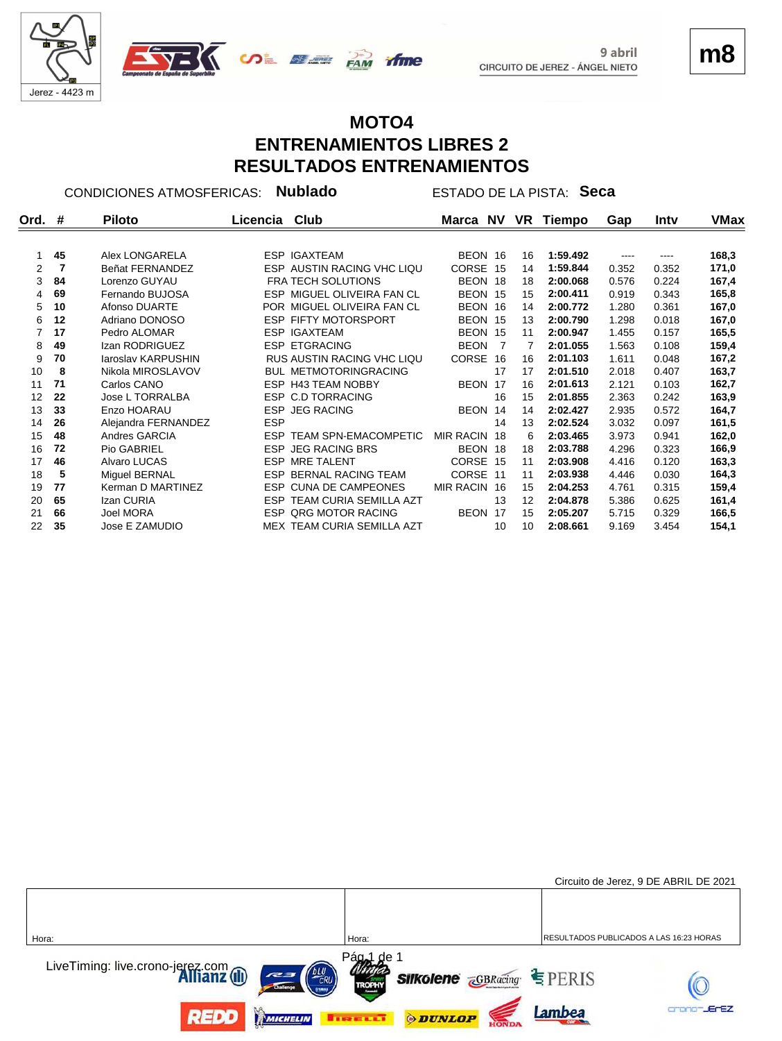Jerez - 4423 m

9 abril
CIRCUITO DE JEREZ - ÁNGEL NIETO

m8

# MOTO4
## ENTRENAMIENTOS LIBRES 2
## RESULTADOS ENTRENAMIENTOS

CONDICIONES ATMOSFERICAS: **Nublado** ESTADO DE LA PISTA: **Seca**

| Ord. | # | Piloto | Licencia | Club | Marca | NV | VR | Tiempo | Gap | Intv | VMax |
|---|---|---|---|---|---|---|---|---|---|---|---|
| 1 | **45** | Alex LONGARELA | ESP | IGAXTEAM | BEON | 16 | 16 | **1:59.492** | ---- | ---- | **168,3** |
| 2 | **7** | Beñat FERNANDEZ | ESP | AUSTIN RACING VHC LIQU | CORSE | 15 | 14 | **1:59.844** | 0.352 | 0.352 | **171,0** |
| 3 | **84** | Lorenzo GUYAU | FRA | TECH SOLUTIONS | BEON | 18 | 18 | **2:00.068** | 0.576 | 0.224 | **167,4** |
| 4 | **69** | Fernando BUJOSA | ESP | MIGUEL OLIVEIRA FAN CL | BEON | 15 | 15 | **2:00.411** | 0.919 | 0.343 | **165,8** |
| 5 | **10** | Afonso DUARTE | POR | MIGUEL OLIVEIRA FAN CL | BEON | 16 | 14 | **2:00.772** | 1.280 | 0.361 | **167,0** |
| 6 | **12** | Adriano DONOSO | ESP | FIFTY MOTORSPORT | BEON | 15 | 13 | **2:00.790** | 1.298 | 0.018 | **167,0** |
| 7 | **17** | Pedro ALOMAR | ESP | IGAXTEAM | BEON | 15 | 11 | **2:00.947** | 1.455 | 0.157 | **165,5** |
| 8 | **49** | Izan RODRIGUEZ | ESP | ETGRACING | BEON | 7 | 7 | **2:01.055** | 1.563 | 0.108 | **159,4** |
| 9 | **70** | Iaroslav KARPUSHIN | RUS | AUSTIN RACING VHC LIQU | CORSE | 16 | 16 | **2:01.103** | 1.611 | 0.048 | **167,2** |
| 10 | **8** | Nikola MIROSLAVOV | BUL | METMOTORINGRACING | | 17 | 17 | **2:01.510** | 2.018 | 0.407 | **163,7** |
| 11 | **71** | Carlos CANO | ESP | H43 TEAM NOBBY | BEON | 17 | 16 | **2:01.613** | 2.121 | 0.103 | **162,7** |
| 12 | **22** | Jose L TORRALBA | ESP | C.D TORRACING | | 16 | 15 | **2:01.855** | 2.363 | 0.242 | **163,9** |
| 13 | **33** | Enzo HOARAU | ESP | JEG RACING | BEON | 14 | 14 | **2:02.427** | 2.935 | 0.572 | **164,7** |
| 14 | **26** | Alejandra FERNANDEZ | ESP | | | 14 | 13 | **2:02.524** | 3.032 | 0.097 | **161,5** |
| 15 | **48** | Andres GARCIA | ESP | TEAM SPN-EMACOMPETIC | MIR RACIN | 18 | 6 | **2:03.465** | 3.973 | 0.941 | **162,0** |
| 16 | **72** | Pio GABRIEL | ESP | JEG RACING BRS | BEON | 18 | 18 | **2:03.788** | 4.296 | 0.323 | **166,9** |
| 17 | **46** | Alvaro LUCAS | ESP | MRE TALENT | CORSE | 15 | 11 | **2:03.908** | 4.416 | 0.120 | **163,3** |
| 18 | **5** | Miguel BERNAL | ESP | BERNAL RACING TEAM | CORSE | 11 | 11 | **2:03.938** | 4.446 | 0.030 | **164,3** |
| 19 | **77** | Kerman D MARTINEZ | ESP | CUNA DE CAMPEONES | MIR RACIN | 16 | 15 | **2:04.253** | 4.761 | 0.315 | **159,4** |
| 20 | **65** | Izan CURIA | ESP | TEAM CURIA SEMILLA AZT | | 13 | 12 | **2:04.878** | 5.386 | 0.625 | **161,4** |
| 21 | **66** | Joel MORA | ESP | QRG MOTOR RACING | BEON | 17 | 15 | **2:05.207** | 5.715 | 0.329 | **166,5** |
| 22 | **35** | Jose E ZAMUDIO | MEX | TEAM CURIA SEMILLA AZT | | 10 | 10 | **2:08.661** | 9.169 | 3.454 | **154,1** |

Circuito de Jerez, 9 DE ABRIL DE 2021

| Hora: | Hora: | RESULTADOS PUBLICADOS A LAS 16:23 HORAS |
|---|---|---|

LiveTiming: live.crono-jerez.com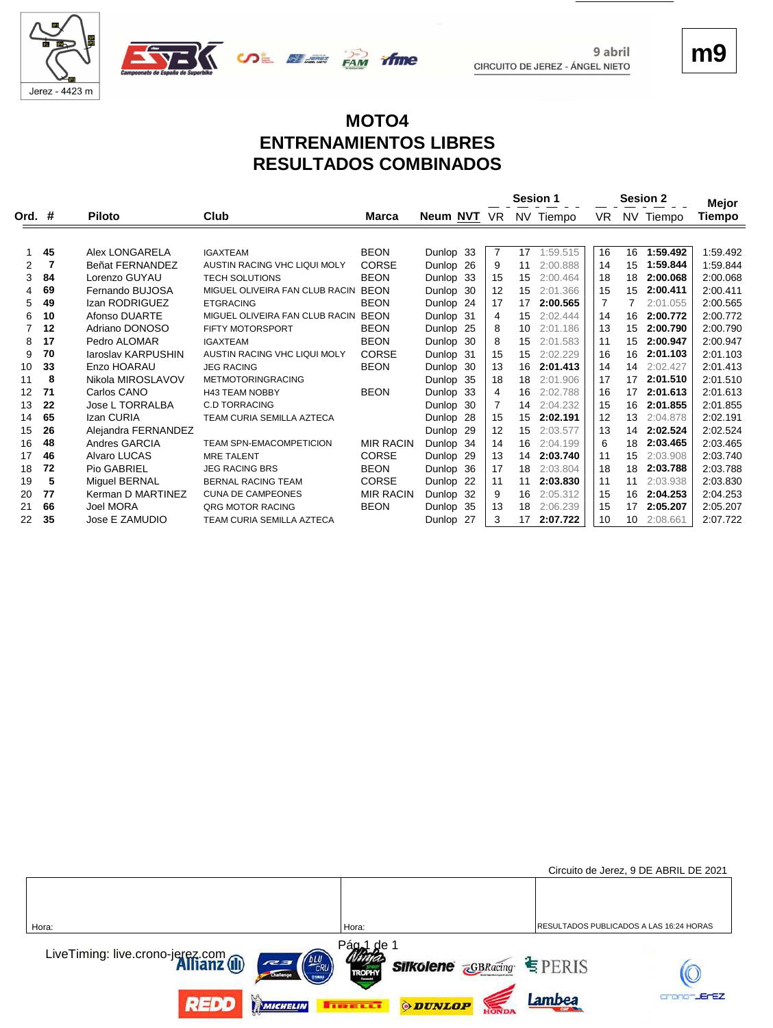9 abril
CIRCUITO DE JEREZ - ÁNGEL NIETO

Jerez - 4423 m

**m9**

# MOTO4
## ENTRENAMIENTOS LIBRES
## RESULTADOS COMBINADOS

| Ord. | # | Piloto | Club | Marca | Neum | NVT | Sesion 1 VR | Sesion 1 NV | Sesion 1 Tiempo | Sesion 2 VR | Sesion 2 NV | Sesion 2 Tiempo | Mejor Tiempo |
|---|---|---|---|---|---|---|---|---|---|---|---|---|---|
| 1 | **45** | Alex LONGARELA | IGAXTEAM | BEON | Dunlop | 33 | 7 | 17 | 1:59.515 | 16 | 16 | **1:59.492** | 1:59.492 |
| 2 | **7** | Beñat FERNANDEZ | AUSTIN RACING VHC LIQUI MOLY | CORSE | Dunlop | 26 | 9 | 11 | 2:00.888 | 14 | 15 | **1:59.844** | 1:59.844 |
| 3 | **84** | Lorenzo GUYAU | TECH SOLUTIONS | BEON | Dunlop | 33 | 15 | 15 | 2:00.464 | 18 | 18 | **2:00.068** | 2:00.068 |
| 4 | **69** | Fernando BUJOSA | MIGUEL OLIVEIRA FAN CLUB RACIN | BEON | Dunlop | 30 | 12 | 15 | 2:01.366 | 15 | 15 | **2:00.411** | 2:00.411 |
| 5 | **49** | Izan RODRIGUEZ | ETGRACING | BEON | Dunlop | 24 | 17 | 17 | **2:00.565** | 7 | 7 | 2:01.055 | 2:00.565 |
| 6 | **10** | Afonso DUARTE | MIGUEL OLIVEIRA FAN CLUB RACIN | BEON | Dunlop | 31 | 4 | 15 | 2:02.444 | 14 | 16 | **2:00.772** | 2:00.772 |
| 7 | **12** | Adriano DONOSO | FIFTY MOTORSPORT | BEON | Dunlop | 25 | 8 | 10 | 2:01.186 | 13 | 15 | **2:00.790** | 2:00.790 |
| 8 | **17** | Pedro ALOMAR | IGAXTEAM | BEON | Dunlop | 30 | 8 | 15 | 2:01.583 | 11 | 15 | **2:00.947** | 2:00.947 |
| 9 | **70** | Iaroslav KARPUSHIN | AUSTIN RACING VHC LIQUI MOLY | CORSE | Dunlop | 31 | 15 | 15 | 2:02.229 | 16 | 16 | **2:01.103** | 2:01.103 |
| 10 | **33** | Enzo HOARAU | JEG RACING | BEON | Dunlop | 30 | 13 | 16 | **2:01.413** | 14 | 14 | 2:02.427 | 2:01.413 |
| 11 | **8** | Nikola MIROSLAVOV | METMOTORINGRACING | | Dunlop | 35 | 18 | 18 | 2:01.906 | 17 | 17 | **2:01.510** | 2:01.510 |
| 12 | **71** | Carlos CANO | H43 TEAM NOBBY | BEON | Dunlop | 33 | 4 | 16 | 2:02.788 | 16 | 17 | **2:01.613** | 2:01.613 |
| 13 | **22** | Jose L TORRALBA | C.D TORRACING | | Dunlop | 30 | 7 | 14 | 2:04.232 | 15 | 16 | **2:01.855** | 2:01.855 |
| 14 | **65** | Izan CURIA | TEAM CURIA SEMILLA AZTECA | | Dunlop | 28 | 15 | 15 | **2:02.191** | 12 | 13 | 2:04.878 | 2:02.191 |
| 15 | **26** | Alejandra FERNANDEZ | | | Dunlop | 29 | 12 | 15 | 2:03.577 | 13 | 14 | **2:02.524** | 2:02.524 |
| 16 | **48** | Andres GARCIA | TEAM SPN-EMACOMPETICION | MIR RACIN | Dunlop | 34 | 14 | 16 | 2:04.199 | 6 | 18 | **2:03.465** | 2:03.465 |
| 17 | **46** | Alvaro LUCAS | MRE TALENT | CORSE | Dunlop | 29 | 13 | 14 | **2:03.740** | 11 | 15 | 2:03.908 | 2:03.740 |
| 18 | **72** | Pio GABRIEL | JEG RACING BRS | BEON | Dunlop | 36 | 17 | 18 | 2:03.804 | 18 | 18 | **2:03.788** | 2:03.788 |
| 19 | **5** | Miguel BERNAL | BERNAL RACING TEAM | CORSE | Dunlop | 22 | 11 | 11 | **2:03.830** | 11 | 11 | 2:03.938 | 2:03.830 |
| 20 | **77** | Kerman D MARTINEZ | CUNA DE CAMPEONES | MIR RACIN | Dunlop | 32 | 9 | 16 | 2:05.312 | 15 | 16 | **2:04.253** | 2:04.253 |
| 21 | **66** | Joel MORA | QRG MOTOR RACING | BEON | Dunlop | 35 | 13 | 18 | 2:06.239 | 15 | 17 | **2:05.207** | 2:05.207 |
| 22 | **35** | Jose E ZAMUDIO | TEAM CURIA SEMILLA AZTECA | | Dunlop | 27 | 3 | 17 | **2:07.722** | 10 | 10 | 2:08.661 | 2:07.722 |

Circuito de Jerez, 9 DE ABRIL DE 2021

| Hora: | Hora: | RESULTADOS PUBLICADOS A LAS 16:24 HORAS |
|---|---|---|

LiveTiming: live.crono-jerez.com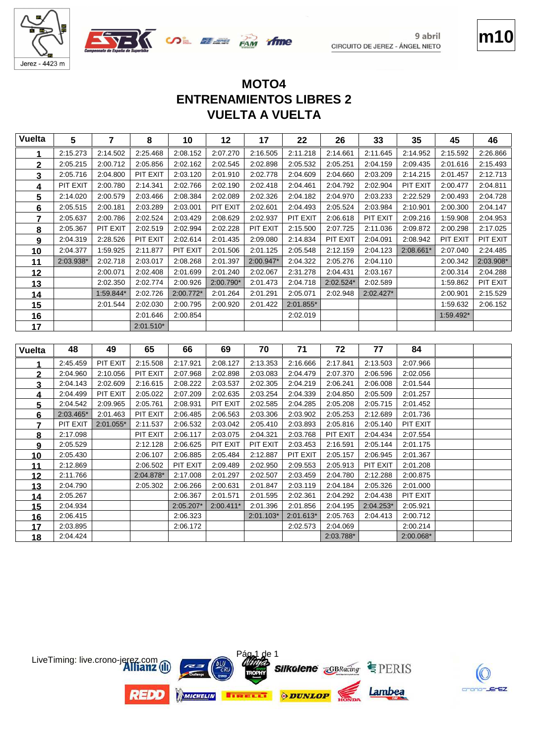9 abril
CIRCUITO DE JEREZ - ÁNGEL NIETO

m10

# MOTO4
## ENTRENAMIENTOS LIBRES 2
## VUELTA A VUELTA

| Vuelta | 5 | 7 | 8 | 10 | 12 | 17 | 22 | 26 | 33 | 35 | 45 | 46 |
|---|---|---|---|---|---|---|---|---|---|---|---|---|
| 1 | 2:15.273 | 2:14.502 | 2:25.468 | 2:08.152 | 2:07.270 | 2:16.505 | 2:11.218 | 2:14.661 | 2:11.645 | 2:14.952 | 2:15.592 | 2:26.866 |
| 2 | 2:05.215 | 2:00.712 | 2:05.856 | 2:02.162 | 2:02.545 | 2:02.898 | 2:05.532 | 2:05.251 | 2:04.159 | 2:09.435 | 2:01.616 | 2:15.493 |
| 3 | 2:05.716 | 2:04.800 | PIT EXIT | 2:03.120 | 2:01.910 | 2:02.778 | 2:04.609 | 2:04.660 | 2:03.209 | 2:14.215 | 2:01.457 | 2:12.713 |
| 4 | PIT EXIT | 2:00.780 | 2:14.341 | 2:02.766 | 2:02.190 | 2:02.418 | 2:04.461 | 2:04.792 | 2:02.904 | PIT EXIT | 2:00.477 | 2:04.811 |
| 5 | 2:14.020 | 2:00.579 | 2:03.466 | 2:08.384 | 2:02.089 | 2:02.326 | 2:04.182 | 2:04.970 | 2:03.233 | 2:22.529 | 2:00.493 | 2:04.728 |
| 6 | 2:05.515 | 2:00.181 | 2:03.289 | 2:03.001 | PIT EXIT | 2:02.601 | 2:04.493 | 2:05.524 | 2:03.984 | 2:10.901 | 2:00.300 | 2:04.147 |
| 7 | 2:05.637 | 2:00.786 | 2:02.524 | 2:03.429 | 2:08.629 | 2:02.937 | PIT EXIT | 2:06.618 | PIT EXIT | 2:09.216 | 1:59.908 | 2:04.953 |
| 8 | 2:05.367 | PIT EXIT | 2:02.519 | 2:02.994 | 2:02.228 | PIT EXIT | 2:15.500 | 2:07.725 | 2:11.036 | 2:09.872 | 2:00.298 | 2:17.025 |
| 9 | 2:04.319 | 2:28.526 | PIT EXIT | 2:02.614 | 2:01.435 | 2:09.080 | 2:14.834 | PIT EXIT | 2:04.091 | 2:08.942 | PIT EXIT | PIT EXIT |
| 10 | 2:04.377 | 1:59.925 | 2:11.877 | PIT EXIT | 2:01.506 | 2:01.125 | 2:05.548 | 2:12.159 | 2:04.123 | 2:08.661* | 2:07.040 | 2:24.485 |
| 11 | 2:03.938* | 2:02.718 | 2:03.017 | 2:08.268 | 2:01.397 | 2:00.947* | 2:04.322 | 2:05.276 | 2:04.110 | | 2:00.342 | 2:03.908* |
| 12 | | 2:00.071 | 2:02.408 | 2:01.699 | 2:01.240 | 2:02.067 | 2:31.278 | 2:04.431 | 2:03.167 | | 2:00.314 | 2:04.288 |
| 13 | | 2:02.350 | 2:02.774 | 2:00.926 | 2:00.790* | 2:01.473 | 2:04.718 | 2:02.524* | 2:02.589 | | 1:59.862 | PIT EXIT |
| 14 | | 1:59.844* | 2:02.726 | 2:00.772* | 2:01.264 | 2:01.291 | 2:05.071 | 2:02.948 | 2:02.427* | | 2:00.901 | 2:15.529 |
| 15 | | 2:01.544 | 2:02.030 | 2:00.795 | 2:00.920 | 2:01.422 | 2:01.855* | | | | 1:59.632 | 2:06.152 |
| 16 | | | 2:01.646 | 2:00.854 | | | 2:02.019 | | | | 1:59.492* | |
| 17 | | | 2:01.510* | | | | | | | | | |

| Vuelta | 48 | 49 | 65 | 66 | 69 | 70 | 71 | 72 | 77 | 84 | | |
|---|---|---|---|---|---|---|---|---|---|---|---|---|
| 1 | 2:45.459 | PIT EXIT | 2:15.508 | 2:17.921 | 2:08.127 | 2:13.353 | 2:16.666 | 2:17.841 | 2:13.503 | 2:07.966 | | |
| 2 | 2:04.960 | 2:10.056 | PIT EXIT | 2:07.968 | 2:02.898 | 2:03.083 | 2:04.479 | 2:07.370 | 2:06.596 | 2:02.056 | | |
| 3 | 2:04.143 | 2:02.609 | 2:16.615 | 2:08.222 | 2:03.537 | 2:02.305 | 2:04.219 | 2:06.241 | 2:06.008 | 2:01.544 | | |
| 4 | 2:04.499 | PIT EXIT | 2:05.022 | 2:07.209 | 2:02.635 | 2:03.254 | 2:04.339 | 2:04.850 | 2:05.509 | 2:01.257 | | |
| 5 | 2:04.542 | 2:09.965 | 2:05.761 | 2:08.931 | PIT EXIT | 2:02.585 | 2:04.285 | 2:05.208 | 2:05.715 | 2:01.452 | | |
| 6 | 2:03.465* | 2:01.463 | PIT EXIT | 2:06.485 | 2:06.563 | 2:03.306 | 2:03.902 | 2:05.253 | 2:12.689 | 2:01.736 | | |
| 7 | PIT EXIT | 2:01.055* | 2:11.537 | 2:06.532 | 2:03.042 | 2:05.410 | 2:03.893 | 2:05.816 | 2:05.140 | PIT EXIT | | |
| 8 | 2:17.098 | | PIT EXIT | 2:06.117 | 2:03.075 | 2:04.321 | 2:03.768 | PIT EXIT | 2:04.434 | 2:07.554 | | |
| 9 | 2:05.529 | | 2:12.128 | 2:06.625 | PIT EXIT | PIT EXIT | 2:03.453 | 2:16.591 | 2:05.144 | 2:01.175 | | |
| 10 | 2:05.430 | | 2:06.107 | 2:06.885 | 2:05.484 | 2:12.887 | PIT EXIT | 2:05.157 | 2:06.945 | 2:01.367 | | |
| 11 | 2:12.869 | | 2:06.502 | PIT EXIT | 2:09.489 | 2:02.950 | 2:09.553 | 2:05.913 | PIT EXIT | 2:01.208 | | |
| 12 | 2:11.766 | | 2:04.878* | 2:17.008 | 2:01.297 | 2:02.507 | 2:03.459 | 2:04.780 | 2:12.288 | 2:00.875 | | |
| 13 | 2:04.790 | | 2:05.302 | 2:06.266 | 2:00.631 | 2:01.847 | 2:03.119 | 2:04.184 | 2:05.326 | 2:01.000 | | |
| 14 | 2:05.267 | | | 2:06.367 | 2:01.571 | 2:01.595 | 2:02.361 | 2:04.292 | 2:04.438 | PIT EXIT | | |
| 15 | 2:04.934 | | | 2:05.207* | 2:00.411* | 2:01.396 | 2:01.856 | 2:04.195 | 2:04.253* | 2:05.921 | | |
| 16 | 2:06.415 | | | 2:06.323 | | 2:01.103* | 2:01.613* | 2:05.763 | 2:04.413 | 2:00.712 | | |
| 17 | 2:03.895 | | | 2:06.172 | | | 2:02.573 | 2:04.069 | | 2:00.214 | | |
| 18 | 2:04.424 | | | | | | | 2:03.788* | | 2:00.068* | | |

LiveTiming: live.crono-jerez.com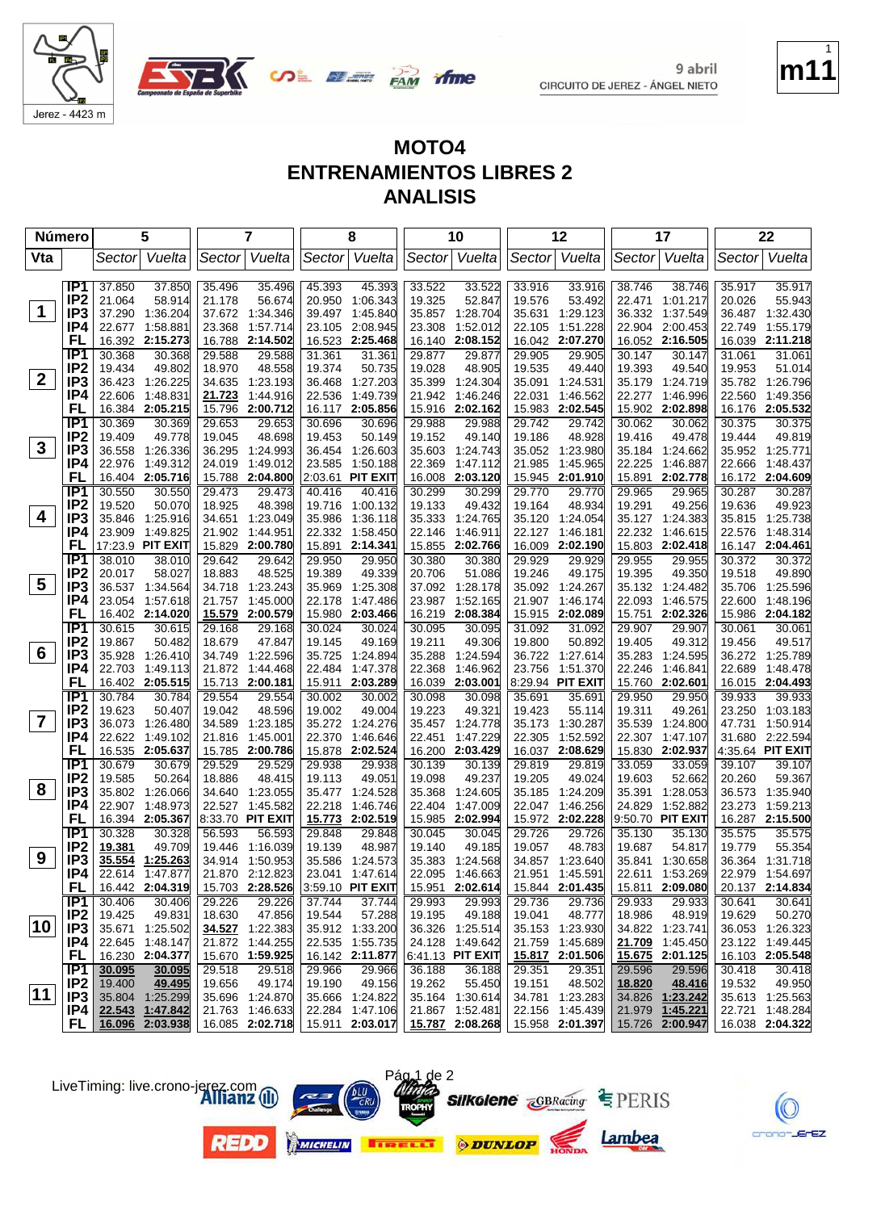# MOTO4
# ENTRENAMIENTOS LIBRES 2
# ANALISIS

9 abril
CIRCUITO DE JEREZ - ÁNGEL NIETO

Jerez - 4423 m

m11

| Número | | 5 | | 7 | | 8 | | 10 | | 12 | | 17 | | 22 | |
|---|---|---|---|---|---|---|---|---|---|---|---|---|---|---|---|
| Vta | | Sector | Vuelta | Sector | Vuelta | Sector | Vuelta | Sector | Vuelta | Sector | Vuelta | Sector | Vuelta | Sector | Vuelta |
| 1 | IP1 | 37.850 | 37.850 | 35.496 | 35.496 | 45.393 | 45.393 | 33.522 | 33.522 | 33.916 | 33.916 | 38.746 | 38.746 | 35.917 | 35.917 |
| | IP2 | 21.064 | 58.914 | 21.178 | 56.674 | 20.950 | 1:06.343 | 19.325 | 52.847 | 19.576 | 53.492 | 22.471 | 1:01.217 | 20.026 | 55.943 |
| | IP3 | 37.290 | 1:36.204 | 37.672 | 1:34.346 | 39.497 | 1:45.840 | 35.857 | 1:28.704 | 35.631 | 1:29.123 | 36.332 | 1:37.549 | 36.487 | 1:32.430 |
| | IP4 | 22.677 | 1:58.881 | 23.368 | 1:57.714 | 23.105 | 2:08.945 | 23.308 | 1:52.012 | 22.105 | 1:51.228 | 22.904 | 2:00.453 | 22.749 | 1:55.179 |
| | FL | 16.392 | 2:15.273 | 16.788 | 2:14.502 | 16.523 | 2:25.468 | 16.140 | 2:08.152 | 16.042 | 2:07.270 | 16.052 | 2:16.505 | 16.039 | 2:11.218 |
| 2 | IP1 | 30.368 | 30.368 | 29.588 | 29.588 | 31.361 | 31.361 | 29.877 | 29.877 | 29.905 | 29.905 | 30.147 | 30.147 | 31.061 | 31.061 |
| | IP2 | 19.434 | 49.802 | 18.970 | 48.558 | 19.374 | 50.735 | 19.028 | 48.905 | 19.535 | 49.440 | 19.393 | 49.540 | 19.953 | 51.014 |
| | IP3 | 36.423 | 1:26.225 | 34.635 | 1:23.193 | 36.468 | 1:27.203 | 35.399 | 1:24.304 | 35.091 | 1:24.531 | 35.179 | 1:24.719 | 35.782 | 1:26.796 |
| | IP4 | 22.606 | 1:48.831 | 21.723 | 1:44.916 | 22.536 | 1:49.739 | 21.942 | 1:46.246 | 22.031 | 1:46.562 | 22.277 | 1:46.996 | 22.560 | 1:49.356 |
| | FL | 16.384 | 2:05.215 | 15.796 | 2:00.712 | 16.117 | 2:05.856 | 15.916 | 2:02.162 | 15.983 | 2:02.545 | 15.902 | 2:02.898 | 16.176 | 2:05.532 |
| 3 | IP1 | 30.369 | 30.369 | 29.653 | 29.653 | 30.696 | 30.696 | 29.988 | 29.988 | 29.742 | 29.742 | 30.062 | 30.062 | 30.375 | 30.375 |
| | IP2 | 19.409 | 49.778 | 19.045 | 48.698 | 19.453 | 50.149 | 19.152 | 49.140 | 19.186 | 48.928 | 19.416 | 49.478 | 19.444 | 49.819 |
| | IP3 | 36.558 | 1:26.336 | 36.295 | 1:24.993 | 36.454 | 1:26.603 | 35.603 | 1:24.743 | 35.052 | 1:23.980 | 35.184 | 1:24.662 | 35.952 | 1:25.771 |
| | IP4 | 22.976 | 1:49.312 | 24.019 | 1:49.012 | 23.585 | 1:50.188 | 22.369 | 1:47.112 | 21.985 | 1:45.965 | 22.225 | 1:46.887 | 22.666 | 1:48.437 |
| | FL | 16.404 | 2:05.716 | 15.788 | 2:04.800 | 2:03.61 | PIT EXIT | 16.008 | 2:03.120 | 15.945 | 2:01.910 | 15.891 | 2:02.778 | 16.172 | 2:04.609 |
| 4 | IP1 | 30.550 | 30.550 | 29.473 | 29.473 | 40.416 | 40.416 | 30.299 | 30.299 | 29.770 | 29.770 | 29.965 | 29.965 | 30.287 | 30.287 |
| | IP2 | 19.520 | 50.070 | 18.925 | 48.398 | 19.716 | 1:00.132 | 19.133 | 49.432 | 19.164 | 48.934 | 19.291 | 49.256 | 19.636 | 49.923 |
| | IP3 | 35.846 | 1:25.916 | 34.651 | 1:23.049 | 35.986 | 1:36.118 | 35.333 | 1:24.765 | 35.120 | 1:24.054 | 35.127 | 1:24.383 | 35.815 | 1:25.738 |
| | IP4 | 23.909 | 1:49.825 | 21.902 | 1:44.951 | 22.332 | 1:58.450 | 22.146 | 1:46.911 | 22.127 | 1:46.181 | 22.232 | 1:46.615 | 22.576 | 1:48.314 |
| | FL | 17:23.9 | PIT EXIT | 15.829 | 2:00.780 | 15.891 | 2:14.341 | 15.855 | 2:02.766 | 16.009 | 2:02.190 | 15.803 | 2:02.418 | 16.147 | 2:04.461 |
| 5 | IP1 | 38.010 | 38.010 | 29.642 | 29.642 | 29.950 | 29.950 | 30.380 | 30.380 | 29.929 | 29.929 | 29.955 | 29.955 | 30.372 | 30.372 |
| | IP2 | 20.017 | 58.027 | 18.883 | 48.525 | 19.389 | 49.339 | 20.706 | 51.086 | 19.246 | 49.175 | 19.395 | 49.350 | 19.518 | 49.890 |
| | IP3 | 36.537 | 1:34.564 | 34.718 | 1:23.243 | 35.969 | 1:25.308 | 37.092 | 1:28.178 | 35.092 | 1:24.267 | 35.132 | 1:24.482 | 35.706 | 1:25.596 |
| | IP4 | 23.054 | 1:57.618 | 21.757 | 1:45.000 | 22.178 | 1:47.486 | 23.987 | 1:52.165 | 21.907 | 1:46.174 | 22.093 | 1:46.575 | 22.600 | 1:48.196 |
| | FL | 16.402 | 2:14.020 | 15.579 | 2:00.579 | 15.980 | 2:03.466 | 16.219 | 2:08.384 | 15.915 | 2:02.089 | 15.751 | 2:02.326 | 15.986 | 2:04.182 |
| 6 | IP1 | 30.615 | 30.615 | 29.168 | 29.168 | 30.024 | 30.024 | 30.095 | 30.095 | 31.092 | 31.092 | 29.907 | 29.907 | 30.061 | 30.061 |
| | IP2 | 19.867 | 50.482 | 18.679 | 47.847 | 19.145 | 49.169 | 19.211 | 49.306 | 19.800 | 50.892 | 19.405 | 49.312 | 19.456 | 49.517 |
| | IP3 | 35.928 | 1:26.410 | 34.749 | 1:22.596 | 35.725 | 1:24.894 | 35.288 | 1:24.594 | 36.722 | 1:27.614 | 35.283 | 1:24.595 | 36.272 | 1:25.789 |
| | IP4 | 22.703 | 1:49.113 | 21.872 | 1:44.468 | 22.484 | 1:47.378 | 22.368 | 1:46.962 | 23.756 | 1:51.370 | 22.246 | 1:46.841 | 22.689 | 1:48.478 |
| | FL | 16.402 | 2:05.515 | 15.713 | 2:00.181 | 15.911 | 2:03.289 | 16.039 | 2:03.001 | 8:29.94 | PIT EXIT | 15.760 | 2:02.601 | 16.015 | 2:04.493 |
| 7 | IP1 | 30.784 | 30.784 | 29.554 | 29.554 | 30.002 | 30.002 | 30.098 | 30.098 | 35.691 | 35.691 | 29.950 | 29.950 | 39.933 | 39.933 |
| | IP2 | 19.623 | 50.407 | 19.042 | 48.596 | 19.002 | 49.004 | 19.223 | 49.321 | 19.423 | 55.114 | 19.311 | 49.261 | 23.250 | 1:03.183 |
| | IP3 | 36.073 | 1:26.480 | 34.589 | 1:23.185 | 35.272 | 1:24.276 | 35.457 | 1:24.778 | 35.173 | 1:30.287 | 35.539 | 1:24.800 | 47.731 | 1:50.914 |
| | IP4 | 22.622 | 1:49.102 | 21.816 | 1:45.001 | 22.370 | 1:46.646 | 22.451 | 1:47.229 | 22.305 | 1:52.592 | 22.307 | 1:47.107 | 31.680 | 2:22.594 |
| | FL | 16.535 | 2:05.637 | 15.785 | 2:00.786 | 15.878 | 2:02.524 | 16.200 | 2:03.429 | 16.037 | 2:08.629 | 15.830 | 2:02.937 | 4:35.64 | PIT EXIT |
| 8 | IP1 | 30.679 | 30.679 | 29.529 | 29.529 | 29.938 | 29.938 | 30.139 | 30.139 | 29.819 | 29.819 | 33.059 | 33.059 | 39.107 | 39.107 |
| | IP2 | 19.585 | 50.264 | 18.886 | 48.415 | 19.113 | 49.051 | 19.098 | 49.237 | 19.205 | 49.024 | 19.603 | 52.662 | 20.260 | 59.367 |
| | IP3 | 35.802 | 1:26.066 | 34.640 | 1:23.055 | 35.477 | 1:24.528 | 35.368 | 1:24.605 | 35.185 | 1:24.209 | 35.391 | 1:28.053 | 36.573 | 1:35.940 |
| | IP4 | 22.907 | 1:48.973 | 22.527 | 1:45.582 | 22.218 | 1:46.746 | 22.404 | 1:47.009 | 22.047 | 1:46.256 | 24.829 | 1:52.882 | 23.273 | 1:59.213 |
| | FL | 16.394 | 2:05.367 | 8:33.70 | PIT EXIT | 15.773 | 2:02.519 | 15.985 | 2:02.994 | 15.972 | 2:02.228 | 9:50.70 | PIT EXIT | 16.287 | 2:15.500 |
| 9 | IP1 | 30.328 | 30.328 | 56.593 | 56.593 | 29.848 | 29.848 | 30.045 | 30.045 | 29.726 | 29.726 | 35.130 | 35.130 | 35.575 | 35.575 |
| | IP2 | 19.381 | 49.709 | 19.446 | 1:16.039 | 19.139 | 48.987 | 19.140 | 49.185 | 19.057 | 48.783 | 19.687 | 54.817 | 19.779 | 55.354 |
| | IP3 | 35.554 | 1:25.263 | 34.914 | 1:50.953 | 35.586 | 1:24.573 | 35.383 | 1:24.568 | 34.857 | 1:23.640 | 35.841 | 1:30.658 | 36.364 | 1:31.718 |
| | IP4 | 22.614 | 1:47.877 | 21.870 | 2:12.823 | 23.041 | 1:47.614 | 22.095 | 1:46.663 | 21.951 | 1:45.591 | 22.611 | 1:53.269 | 22.979 | 1:54.697 |
| | FL | 16.442 | 2:04.319 | 15.703 | 2:28.526 | 3:59.10 | PIT EXIT | 15.951 | 2:02.614 | 15.844 | 2:01.435 | 15.811 | 2:09.080 | 20.137 | 2:14.834 |
| 10 | IP1 | 30.406 | 30.406 | 29.226 | 29.226 | 37.744 | 37.744 | 29.993 | 29.993 | 29.736 | 29.736 | 29.933 | 29.933 | 30.641 | 30.641 |
| | IP2 | 19.425 | 49.831 | 18.630 | 47.856 | 19.544 | 57.288 | 19.195 | 49.188 | 19.041 | 48.777 | 18.986 | 48.919 | 19.629 | 50.270 |
| | IP3 | 35.671 | 1:25.502 | 34.527 | 1:22.383 | 35.912 | 1:33.200 | 36.326 | 1:25.514 | 35.153 | 1:23.930 | 34.822 | 1:23.741 | 36.053 | 1:26.323 |
| | IP4 | 22.645 | 1:48.147 | 21.872 | 1:44.255 | 22.535 | 1:55.735 | 24.128 | 1:49.642 | 21.759 | 1:45.689 | 21.709 | 1:45.450 | 23.122 | 1:49.445 |
| | FL | 16.230 | 2:04.377 | 15.670 | 1:59.925 | 16.142 | 2:11.877 | 6:41.13 | PIT EXIT | 15.817 | 2:01.506 | 15.675 | 2:01.125 | 16.103 | 2:05.548 |
| 11 | IP1 | 30.095 | 30.095 | 29.518 | 29.518 | 29.966 | 29.966 | 36.188 | 36.188 | 29.351 | 29.351 | 29.596 | 29.596 | 30.418 | 30.418 |
| | IP2 | 19.400 | 49.495 | 19.656 | 49.174 | 19.190 | 49.156 | 19.262 | 55.450 | 19.151 | 48.502 | 18.820 | 48.416 | 19.532 | 49.950 |
| | IP3 | 35.804 | 1:25.299 | 35.696 | 1:24.870 | 35.666 | 1:24.822 | 35.164 | 1:30.614 | 34.781 | 1:23.283 | 34.826 | 1:23.242 | 35.613 | 1:25.563 |
| | IP4 | 22.543 | 1:47.842 | 21.763 | 1:46.633 | 22.284 | 1:47.106 | 21.867 | 1:52.481 | 22.156 | 1:45.439 | 21.979 | 1:45.221 | 22.721 | 1:48.284 |
| | FL | 16.096 | 2:03.938 | 16.085 | 2:02.718 | 15.911 | 2:03.017 | 15.787 | 2:08.268 | 15.958 | 2:01.397 | 15.726 | 2:00.947 | 16.038 | 2:04.322 |

LiveTiming: live.crono-jerez.com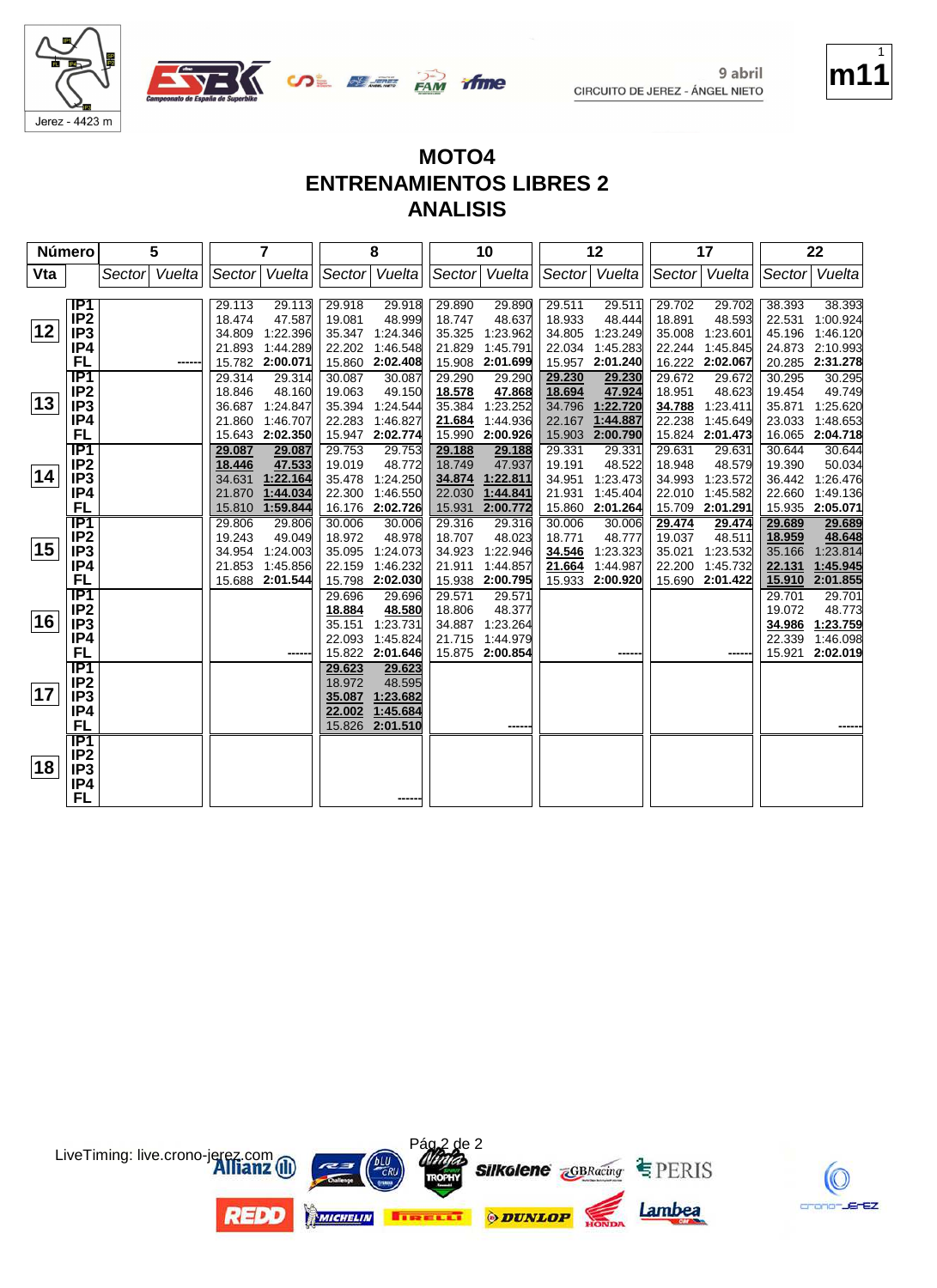9 abril

CIRCUITO DE JEREZ - ÁNGEL NIETO

m11

# MOTO4
## ENTRENAMIENTOS LIBRES 2
## ANALISIS

| Número | | 5 | | 7 | | 8 | | 10 | | 12 | | 17 | | 22 | |
|---|---|---|---|---|---|---|---|---|---|---|---|---|---|---|---|
| Vta | | Sector | Vuelta | Sector | Vuelta | Sector | Vuelta | Sector | Vuelta | Sector | Vuelta | Sector | Vuelta | Sector | Vuelta |
| 12 | IP1 | | | 29.113 | 29.113 | 29.918 | 29.918 | 29.890 | 29.890 | 29.511 | 29.511 | 29.702 | 29.702 | 38.393 | 38.393 |
| | IP2 | | | 18.474 | 47.587 | 19.081 | 48.999 | 18.747 | 48.637 | 18.933 | 48.444 | 18.891 | 48.593 | 22.531 | 1:00.924 |
| | IP3 | | | 34.809 | 1:22.396 | 35.347 | 1:24.346 | 35.325 | 1:23.962 | 34.805 | 1:23.249 | 35.008 | 1:23.601 | 45.196 | 1:46.120 |
| | IP4 | | | 21.893 | 1:44.289 | 22.202 | 1:46.548 | 21.829 | 1:45.791 | 22.034 | 1:45.283 | 22.244 | 1:45.845 | 24.873 | 2:10.993 |
| | FL | | ------ | 15.782 | 2:00.071 | 15.860 | 2:02.408 | 15.908 | 2:01.699 | 15.957 | 2:01.240 | 16.222 | 2:02.067 | 20.285 | 2:31.278 |
| 13 | IP1 | | | 29.314 | 29.314 | 30.087 | 30.087 | 29.290 | 29.290 | 29.230 | 29.230 | 29.672 | 29.672 | 30.295 | 30.295 |
| | IP2 | | | 18.846 | 48.160 | 19.063 | 49.150 | 18.578 | 47.868 | 18.694 | 47.924 | 18.951 | 48.623 | 19.454 | 49.749 |
| | IP3 | | | 36.687 | 1:24.847 | 35.394 | 1:24.544 | 35.384 | 1:23.252 | 34.796 | 1:22.720 | 34.788 | 1:23.411 | 35.871 | 1:25.620 |
| | IP4 | | | 21.860 | 1:46.707 | 22.283 | 1:46.827 | 21.684 | 1:44.936 | 22.167 | 1:44.887 | 22.238 | 1:45.649 | 23.033 | 1:48.653 |
| | FL | | | 15.643 | 2:02.350 | 15.947 | 2:02.774 | 15.990 | 2:00.926 | 15.903 | 2:00.790 | 15.824 | 2:01.473 | 16.065 | 2:04.718 |
| 14 | IP1 | | | 29.087 | 29.087 | 29.753 | 29.753 | 29.188 | 29.188 | 29.331 | 29.331 | 29.631 | 29.631 | 30.644 | 30.644 |
| | IP2 | | | 18.446 | 47.533 | 19.019 | 48.772 | 18.749 | 47.937 | 19.191 | 48.522 | 18.948 | 48.579 | 19.390 | 50.034 |
| | IP3 | | | 34.631 | 1:22.164 | 35.478 | 1:24.250 | 34.874 | 1:22.811 | 34.951 | 1:23.473 | 34.993 | 1:23.572 | 36.442 | 1:26.476 |
| | IP4 | | | 21.870 | 1:44.034 | 22.300 | 1:46.550 | 22.030 | 1:44.841 | 21.931 | 1:45.404 | 22.010 | 1:45.582 | 22.660 | 1:49.136 |
| | FL | | | 15.810 | 1:59.844 | 16.176 | 2:02.726 | 15.931 | 2:00.772 | 15.860 | 2:01.264 | 15.709 | 2:01.291 | 15.935 | 2:05.071 |
| 15 | IP1 | | | 29.806 | 29.806 | 30.006 | 30.006 | 29.316 | 29.316 | 30.006 | 30.006 | 29.474 | 29.474 | 29.689 | 29.689 |
| | IP2 | | | 19.243 | 49.049 | 18.972 | 48.978 | 18.707 | 48.023 | 18.771 | 48.777 | 19.037 | 48.511 | 18.959 | 48.648 |
| | IP3 | | | 34.954 | 1:24.003 | 35.095 | 1:24.073 | 34.923 | 1:22.946 | 34.546 | 1:23.323 | 35.021 | 1:23.532 | 35.166 | 1:23.814 |
| | IP4 | | | 21.853 | 1:45.856 | 22.159 | 1:46.232 | 21.911 | 1:44.857 | 21.664 | 1:44.987 | 22.200 | 1:45.732 | 22.131 | 1:45.945 |
| | FL | | | 15.688 | 2:01.544 | 15.798 | 2:02.030 | 15.938 | 2:00.795 | 15.933 | 2:00.920 | 15.690 | 2:01.422 | 15.910 | 2:01.855 |
| 16 | IP1 | | | | | 29.696 | 29.696 | 29.571 | 29.571 | | | | | 29.701 | 29.701 |
| | IP2 | | | | | 18.884 | 48.580 | 18.806 | 48.377 | | | | | 19.072 | 48.773 |
| | IP3 | | | | | 35.151 | 1:23.731 | 34.887 | 1:23.264 | | | | | 34.986 | 1:23.759 |
| | IP4 | | | | | 22.093 | 1:45.824 | 21.715 | 1:44.979 | | | | | 22.339 | 1:46.098 |
| | FL | | | | ------ | 15.822 | 2:01.646 | 15.875 | 2:00.854 | | ------ | | ------ | 15.921 | 2:02.019 |
| 17 | IP1 | | | | | 29.623 | 29.623 | | | | | | | | |
| | IP2 | | | | | 18.972 | 48.595 | | | | | | | | |
| | IP3 | | | | | 35.087 | 1:23.682 | | | | | | | | |
| | IP4 | | | | | 22.002 | 1:45.684 | | | | | | | | |
| | FL | | | | | 15.826 | 2:01.510 | | ------ | | | | | | ------ |
| 18 | IP1 | | | | | | | | | | | | | | |
| | IP2 | | | | | | | | | | | | | | |
| | IP3 | | | | | | | | | | | | | | |
| | IP4 | | | | | | | | | | | | | | |
| | FL | | | | | | ------ | | | | | | | | |

LiveTiming: live.crono-jerez.com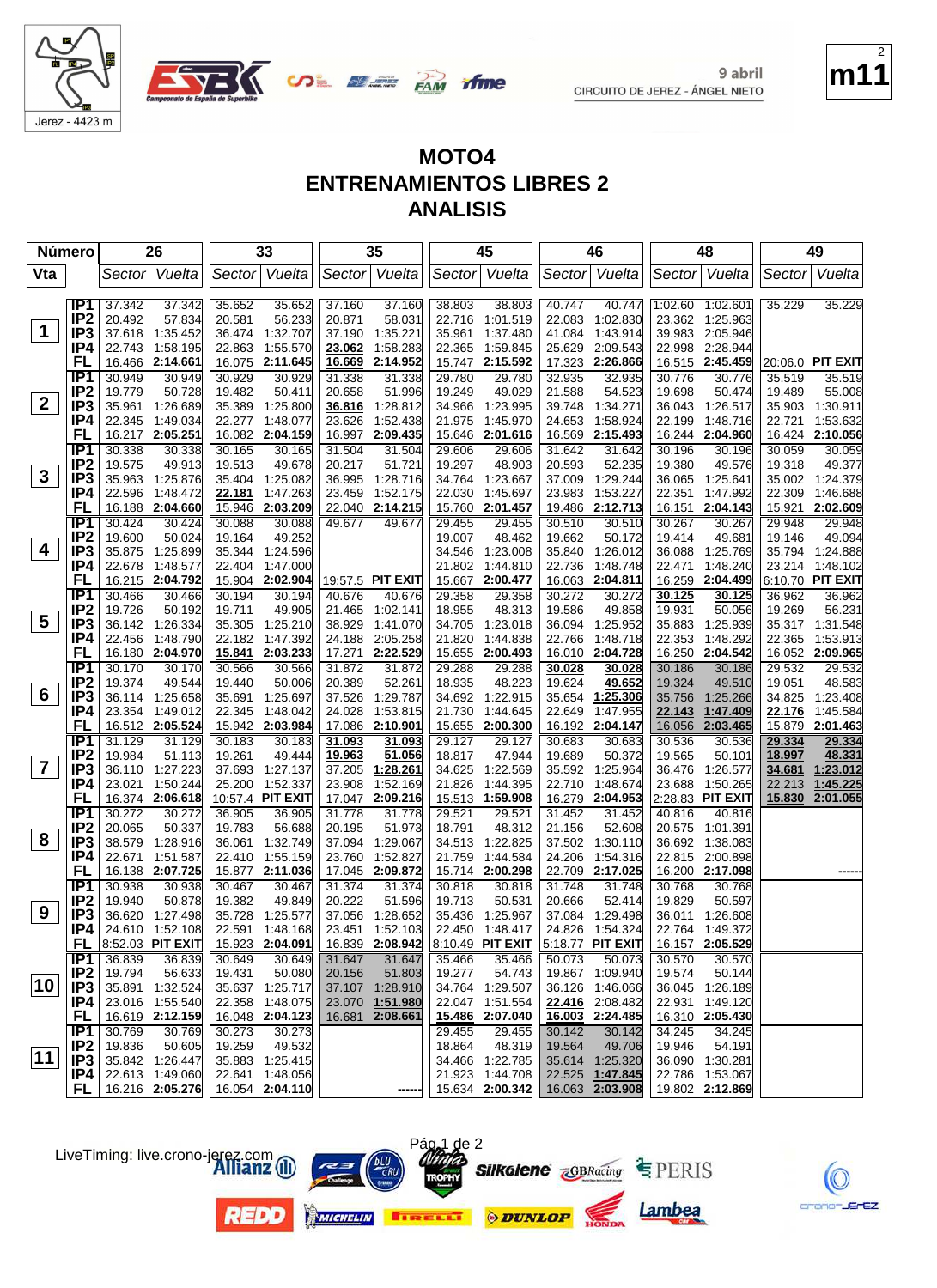Jerez - 4423 m

9 abril
CIRCUITO DE JEREZ - ÁNGEL NIETO

m11

# MOTO4
# ENTRENAMIENTOS LIBRES 2
# ANALISIS

| Número | | 26 | | 33 | | 35 | | 45 | | 46 | | 48 | | 49 | |
|---|---|---|---|---|---|---|---|---|---|---|---|---|---|---|---|
| Vta | | Sector | Vuelta | Sector | Vuelta | Sector | Vuelta | Sector | Vuelta | Sector | Vuelta | Sector | Vuelta | Sector | Vuelta |
| 1 | IP1 | 37.342 | 37.342 | 35.652 | 35.652 | 37.160 | 37.160 | 38.803 | 38.803 | 40.747 | 40.747 | 1:02.60 | 1:02.601 | 35.229 | 35.229 |
| | IP2 | 20.492 | 57.834 | 20.581 | 56.233 | 20.871 | 58.031 | 22.716 | 1:01.519 | 22.083 | 1:02.830 | 23.362 | 1:25.963 | | |
| | IP3 | 37.618 | 1:35.452 | 36.474 | 1:32.707 | 37.190 | 1:35.221 | 35.961 | 1:37.480 | 41.084 | 1:43.914 | 39.983 | 2:05.946 | | |
| | IP4 | 22.743 | 1:58.195 | 22.863 | 1:55.570 | **23.062** | 1:58.283 | 22.365 | 1:59.845 | 25.629 | 2:09.543 | 22.998 | 2:28.944 | | |
| | FL | 16.466 | **2:14.661** | 16.075 | **2:11.645** | **16.669** | **2:14.952** | 15.747 | **2:15.592** | 17.323 | **2:26.866** | 16.515 | **2:45.459** | 20:06.0 | **PIT EXIT** |
| 2 | IP1 | 30.949 | 30.949 | 30.929 | 30.929 | 31.338 | 31.338 | 29.780 | 29.780 | 32.935 | 32.935 | 30.776 | 30.776 | 35.519 | 35.519 |
| | IP2 | 19.779 | 50.728 | 19.482 | 50.411 | 20.658 | 51.996 | 19.249 | 49.029 | 21.588 | 54.523 | 19.698 | 50.474 | 19.489 | 55.008 |
| | IP3 | 35.961 | 1:26.689 | 35.389 | 1:25.800 | **36.816** | 1:28.812 | 34.966 | 1:23.995 | 39.748 | 1:34.271 | 36.043 | 1:26.517 | 35.903 | 1:30.911 |
| | IP4 | 22.345 | 1:49.034 | 22.277 | 1:48.077 | 23.626 | 1:52.438 | 21.975 | 1:45.970 | 24.653 | 1:58.924 | 22.199 | 1:48.716 | 22.721 | 1:53.632 |
| | FL | 16.217 | **2:05.251** | 16.082 | **2:04.159** | 16.997 | **2:09.435** | 15.646 | **2:01.616** | 16.569 | **2:15.493** | 16.244 | **2:04.960** | 16.424 | **2:10.056** |
| 3 | IP1 | 30.338 | 30.338 | 30.165 | 30.165 | 31.504 | 31.504 | 29.606 | 29.606 | 31.642 | 31.642 | 30.196 | 30.196 | 30.059 | 30.059 |
| | IP2 | 19.575 | 49.913 | 19.513 | 49.678 | 20.217 | 51.721 | 19.297 | 48.903 | 20.593 | 52.235 | 19.380 | 49.576 | 19.318 | 49.377 |
| | IP3 | 35.963 | 1:25.876 | 35.404 | 1:25.082 | 36.995 | 1:28.716 | 34.764 | 1:23.667 | 37.009 | 1:29.244 | 36.065 | 1:25.641 | 35.002 | 1:24.379 |
| | IP4 | 22.596 | 1:48.472 | **22.181** | 1:47.263 | 23.459 | 1:52.175 | 22.030 | 1:45.697 | 23.983 | 1:53.227 | 22.351 | 1:47.992 | 22.309 | 1:46.688 |
| | FL | 16.188 | **2:04.660** | 15.946 | **2:03.209** | 22.040 | **2:14.215** | 15.760 | **2:01.457** | 19.486 | **2:12.713** | 16.151 | **2:04.143** | 15.921 | **2:02.609** |
| 4 | IP1 | 30.424 | 30.424 | 30.088 | 30.088 | 49.677 | 49.677 | 29.455 | 29.455 | 30.510 | 30.510 | 30.267 | 30.267 | 29.948 | 29.948 |
| | IP2 | 19.600 | 50.024 | 19.164 | 49.252 | | | 19.007 | 48.462 | 19.662 | 50.172 | 19.414 | 49.681 | 19.146 | 49.094 |
| | IP3 | 35.875 | 1:25.899 | 35.344 | 1:24.596 | | | 34.546 | 1:23.008 | 35.840 | 1:26.012 | 36.088 | 1:25.769 | 35.794 | 1:24.888 |
| | IP4 | 22.678 | 1:48.577 | 22.404 | 1:47.000 | | | 21.802 | 1:44.810 | 22.736 | 1:48.748 | 22.471 | 1:48.240 | 23.214 | 1:48.102 |
| | FL | 16.215 | **2:04.792** | 15.904 | **2:02.904** | 19:57.5 | **PIT EXIT** | 15.667 | **2:00.477** | 16.063 | **2:04.811** | 16.259 | **2:04.499** | 6:10.70 | **PIT EXIT** |
| 5 | IP1 | 30.466 | 30.466 | 30.194 | 30.194 | 40.676 | 40.676 | 29.358 | 29.358 | 30.272 | 30.272 | **30.125** | **30.125** | 36.962 | 36.962 |
| | IP2 | 19.726 | 50.192 | 19.711 | 49.905 | 21.465 | 1:02.141 | 18.955 | 48.313 | 19.586 | 49.858 | 19.931 | 50.056 | 19.269 | 56.231 |
| | IP3 | 36.142 | 1:26.334 | 35.305 | 1:25.210 | 38.929 | 1:41.070 | 34.705 | 1:23.018 | 36.094 | 1:25.952 | 35.883 | 1:25.939 | 35.317 | 1:31.548 |
| | IP4 | 22.456 | 1:48.790 | 22.182 | 1:47.392 | 24.188 | 2:05.258 | 21.820 | 1:44.838 | 22.766 | 1:48.718 | 22.353 | 1:48.292 | 22.365 | 1:53.913 |
| | FL | 16.180 | **2:04.970** | **15.841** | **2:03.233** | 17.271 | **2:22.529** | 15.655 | **2:00.493** | 16.010 | **2:04.728** | 16.250 | **2:04.542** | 16.052 | **2:09.965** |
| 6 | IP1 | 30.170 | 30.170 | 30.566 | 30.566 | 31.872 | 31.872 | 29.288 | 29.288 | **30.028** | **30.028** | 30.186 | 30.186 | 29.532 | 29.532 |
| | IP2 | 19.374 | 49.544 | 19.440 | 50.006 | 20.389 | 52.261 | 18.935 | 48.223 | 19.624 | **49.652** | 19.324 | 49.510 | 19.051 | 48.583 |
| | IP3 | 36.114 | 1:25.658 | 35.691 | 1:25.697 | 37.526 | 1:29.787 | 34.692 | 1:22.915 | 35.654 | **1:25.306** | 35.756 | 1:25.266 | 34.825 | 1:23.408 |
| | IP4 | 23.354 | 1:49.012 | 22.345 | 1:48.042 | 24.028 | 1:53.815 | 21.730 | 1:44.645 | 22.649 | 1:47.955 | **22.143** | **1:47.409** | **22.176** | 1:45.584 |
| | FL | 16.512 | **2:05.524** | 15.942 | **2:03.984** | 17.086 | **2:10.901** | 15.655 | **2:00.300** | 16.192 | **2:04.147** | 16.056 | **2:03.465** | 15.879 | **2:01.463** |
| 7 | IP1 | 31.129 | 31.129 | 30.183 | 30.183 | **31.093** | **31.093** | 29.127 | 29.127 | 30.683 | 30.683 | 30.536 | 30.536 | **29.334** | **29.334** |
| | IP2 | 19.984 | 51.113 | 19.261 | 49.444 | **19.963** | **51.056** | 18.817 | 47.944 | 19.689 | 50.372 | 19.565 | 50.101 | **18.997** | **48.331** |
| | IP3 | 36.110 | 1:27.223 | 37.693 | 1:27.137 | 37.205 | **1:28.261** | 34.625 | 1:22.569 | 35.592 | 1:25.964 | 36.476 | 1:26.577 | **34.681** | **1:23.012** |
| | IP4 | 23.021 | 1:50.244 | 25.200 | 1:52.337 | 23.908 | 1:52.169 | 21.826 | 1:44.395 | 22.710 | 1:48.674 | 23.688 | 1:50.265 | 22.213 | **1:45.225** |
| | FL | 16.374 | **2:06.618** | 10:57.4 | **PIT EXIT** | 17.047 | **2:09.216** | 15.513 | **1:59.908** | 16.279 | **2:04.953** | 2:28.83 | **PIT EXIT** | **15.830** | **2:01.055** |
| 8 | IP1 | 30.272 | 30.272 | 36.905 | 36.905 | 31.778 | 31.778 | 29.521 | 29.521 | 31.452 | 31.452 | 40.816 | 40.816 | | |
| | IP2 | 20.065 | 50.337 | 19.783 | 56.688 | 20.195 | 51.973 | 18.791 | 48.312 | 21.156 | 52.608 | 20.575 | 1:01.391 | | |
| | IP3 | 38.579 | 1:28.916 | 36.061 | 1:32.749 | 37.094 | 1:29.067 | 34.513 | 1:22.825 | 37.502 | 1:30.110 | 36.692 | 1:38.083 | | |
| | IP4 | 22.671 | 1:51.587 | 22.410 | 1:55.159 | 23.760 | 1:52.827 | 21.759 | 1:44.584 | 24.206 | 1:54.316 | 22.815 | 2:00.898 | | |
| | FL | 16.138 | **2:07.725** | 15.877 | **2:11.036** | 17.045 | **2:09.872** | 15.714 | **2:00.298** | 22.709 | **2:17.025** | 16.200 | **2:17.098** | | ------ |
| 9 | IP1 | 30.938 | 30.938 | 30.467 | 30.467 | 31.374 | 31.374 | 30.818 | 30.818 | 31.748 | 31.748 | 30.768 | 30.768 | | |
| | IP2 | 19.940 | 50.878 | 19.382 | 49.849 | 20.222 | 51.596 | 19.713 | 50.531 | 20.666 | 52.414 | 19.829 | 50.597 | | |
| | IP3 | 36.620 | 1:27.498 | 35.728 | 1:25.577 | 37.056 | 1:28.652 | 35.436 | 1:25.967 | 37.084 | 1:29.498 | 36.011 | 1:26.608 | | |
| | IP4 | 24.610 | 1:52.108 | 22.591 | 1:48.168 | 23.451 | 1:52.103 | 22.450 | 1:48.417 | 24.826 | 1:54.324 | 22.764 | 1:49.372 | | |
| | FL | 8:52.03 | **PIT EXIT** | 15.923 | **2:04.091** | 16.839 | **2:08.942** | 8:10.49 | **PIT EXIT** | 5:18.77 | **PIT EXIT** | 16.157 | **2:05.529** | | |
| 10 | IP1 | 36.839 | 36.839 | 30.649 | 30.649 | 31.647 | 31.647 | 35.466 | 35.466 | 50.073 | 50.073 | 30.570 | 30.570 | | |
| | IP2 | 19.794 | 56.633 | 19.431 | 50.080 | 20.156 | 51.803 | 19.277 | 54.743 | 19.867 | 1:09.940 | 19.574 | 50.144 | | |
| | IP3 | 35.891 | 1:32.524 | 35.637 | 1:25.717 | 37.107 | 1:28.910 | 34.764 | 1:29.507 | 36.126 | 1:46.066 | 36.045 | 1:26.189 | | |
| | IP4 | 23.016 | 1:55.540 | 22.358 | 1:48.075 | 23.070 | **1:51.980** | 22.047 | 1:51.554 | **22.416** | 2:08.482 | 22.931 | 1:49.120 | | |
| | FL | 16.619 | **2:12.159** | 16.048 | **2:04.123** | 16.681 | **2:08.661** | **15.486** | **2:07.040** | **16.003** | **2:24.485** | 16.310 | **2:05.430** | | |
| 11 | IP1 | 30.769 | 30.769 | 30.273 | 30.273 | | | 29.455 | 29.455 | 30.142 | 30.142 | 34.245 | 34.245 | | |
| | IP2 | 19.836 | 50.605 | 19.259 | 49.532 | | | 18.864 | 48.319 | 19.564 | 49.706 | 19.946 | 54.191 | | |
| | IP3 | 35.842 | 1:26.447 | 35.883 | 1:25.415 | | | 34.466 | 1:22.785 | 35.614 | 1:25.320 | 36.090 | 1:30.281 | | |
| | IP4 | 22.613 | 1:49.060 | 22.641 | 1:48.056 | | | 21.923 | 1:44.708 | 22.525 | **1:47.845** | 22.786 | 1:53.067 | | |
| | FL | 16.216 | **2:05.276** | 16.054 | **2:04.110** | | ------ | 15.634 | **2:00.342** | 16.063 | **2:03.908** | 19.802 | **2:12.869** | | |

LiveTiming: live.crono-jerez.com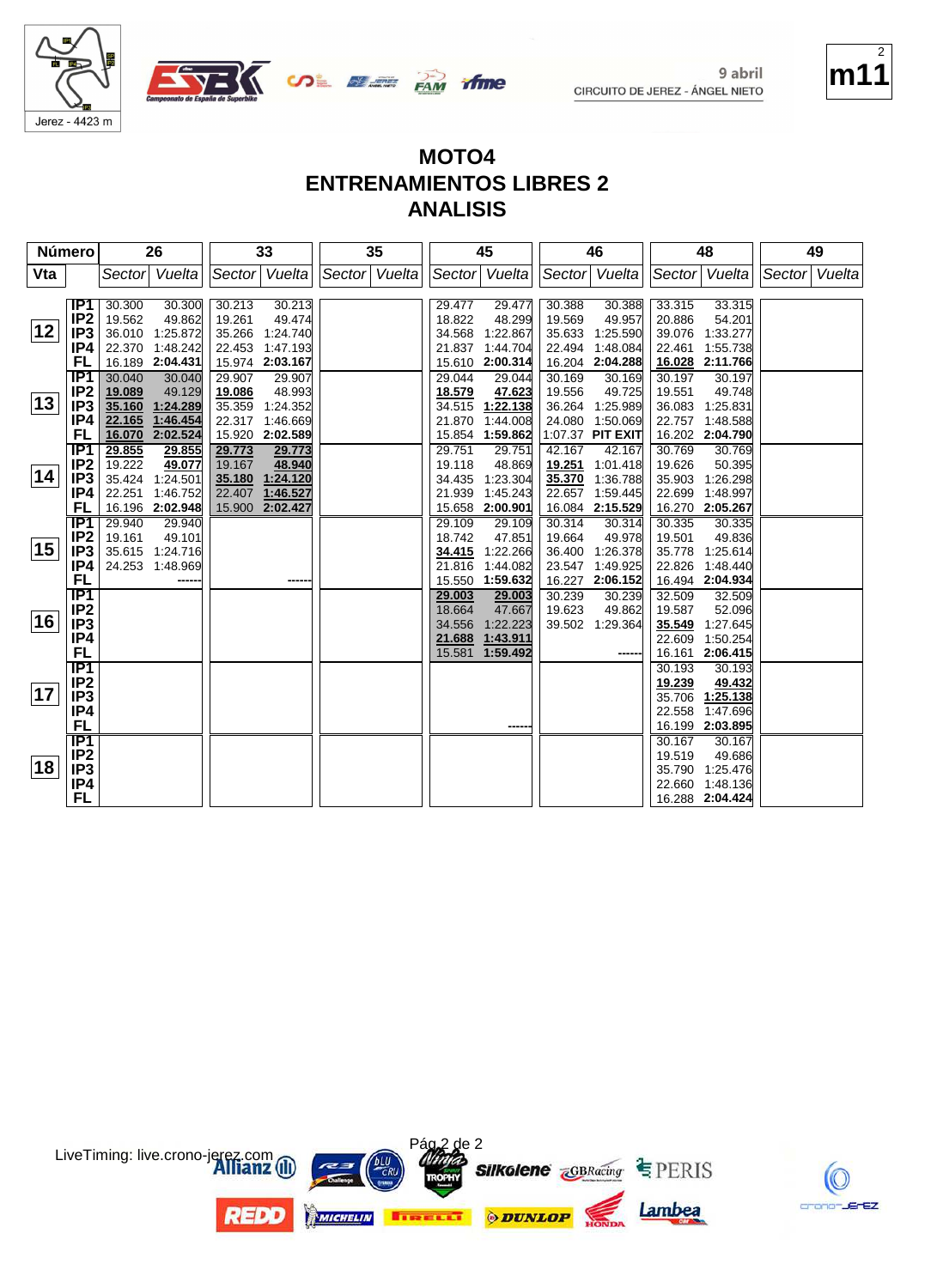9 abril
CIRCUITO DE JEREZ - ÁNGEL NIETO

m11

Jerez - 4423 m

# MOTO4
## ENTRENAMIENTOS LIBRES 2
## ANALISIS

| Vta | | 26 Sector | 26 Vuelta | 33 Sector | 33 Vuelta | 35 Sector | 35 Vuelta | 45 Sector | 45 Vuelta | 46 Sector | 46 Vuelta | 48 Sector | 48 Vuelta | 49 Sector | 49 Vuelta |
|---|---|---|---|---|---|---|---|---|---|---|---|---|---|---|---|
| 12 | IP1 | 30.300 | 30.300 | 30.213 | 30.213 | | | 29.477 | 29.477 | 30.388 | 30.388 | 33.315 | 33.315 | | |
| | IP2 | 19.562 | 49.862 | 19.261 | 49.474 | | | 18.822 | 48.299 | 19.569 | 49.957 | 20.886 | 54.201 | | |
| | IP3 | 36.010 | 1:25.872 | 35.266 | 1:24.740 | | | 34.568 | 1:22.867 | 35.633 | 1:25.590 | 39.076 | 1:33.277 | | |
| | IP4 | 22.370 | 1:48.242 | 22.453 | 1:47.193 | | | 21.837 | 1:44.704 | 22.494 | 1:48.084 | 22.461 | 1:55.738 | | |
| | FL | 16.189 | **2:04.431** | 15.974 | **2:03.167** | | | 15.610 | **2:00.314** | 16.204 | **2:04.288** | 16.028 | **2:11.766** | | |
| 13 | IP1 | 30.040 | 30.040 | 29.907 | 29.907 | | | 29.044 | 29.044 | 30.169 | 30.169 | 30.197 | 30.197 | | |
| | IP2 | 19.089 | 49.129 | 19.086 | 48.993 | | | 18.579 | 47.623 | 19.556 | 49.725 | 19.551 | 49.748 | | |
| | IP3 | 35.160 | 1:24.289 | 35.359 | 1:24.352 | | | 34.515 | 1:22.138 | 36.264 | 1:25.989 | 36.083 | 1:25.831 | | |
| | IP4 | 22.165 | 1:46.454 | 22.317 | 1:46.669 | | | 21.870 | 1:44.008 | 24.080 | 1:50.069 | 22.757 | 1:48.588 | | |
| | FL | 16.070 | **2:02.524** | 15.920 | **2:02.589** | | | 15.854 | **1:59.862** | 1:07.37 | **PIT EXIT** | 16.202 | **2:04.790** | | |
| 14 | IP1 | 29.855 | 29.855 | 29.773 | 29.773 | | | 29.751 | 29.751 | 42.167 | 42.167 | 30.769 | 30.769 | | |
| | IP2 | 19.222 | 49.077 | 19.167 | 48.940 | | | 19.118 | 48.869 | 19.251 | 1:01.418 | 19.626 | 50.395 | | |
| | IP3 | 35.424 | 1:24.501 | 35.180 | 1:24.120 | | | 34.435 | 1:23.304 | 35.370 | 1:36.788 | 35.903 | 1:26.298 | | |
| | IP4 | 22.251 | 1:46.752 | 22.407 | 1:46.527 | | | 21.939 | 1:45.243 | 22.657 | 1:59.445 | 22.699 | 1:48.997 | | |
| | FL | 16.196 | **2:02.948** | 15.900 | **2:02.427** | | | 15.658 | **2:00.901** | 16.084 | **2:15.529** | 16.270 | **2:05.267** | | |
| 15 | IP1 | 29.940 | 29.940 | | | | | 29.109 | 29.109 | 30.314 | 30.314 | 30.335 | 30.335 | | |
| | IP2 | 19.161 | 49.101 | | | | | 18.742 | 47.851 | 19.664 | 49.978 | 19.501 | 49.836 | | |
| | IP3 | 35.615 | 1:24.716 | | | | | 34.415 | 1:22.266 | 36.400 | 1:26.378 | 35.778 | 1:25.614 | | |
| | IP4 | 24.253 | 1:48.969 | | | | | 21.816 | 1:44.082 | 23.547 | 1:49.925 | 22.826 | 1:48.440 | | |
| | FL | | ------ | | ------ | | | 15.550 | **1:59.632** | 16.227 | **2:06.152** | 16.494 | **2:04.934** | | |
| 16 | IP1 | | | | | | | 29.003 | 29.003 | 30.239 | 30.239 | 32.509 | 32.509 | | |
| | IP2 | | | | | | | 18.664 | 47.667 | 19.623 | 49.862 | 19.587 | 52.096 | | |
| | IP3 | | | | | | | 34.556 | 1:22.223 | 39.502 | 1:29.364 | 35.549 | 1:27.645 | | |
| | IP4 | | | | | | | 21.688 | 1:43.911 | | | 22.609 | 1:50.254 | | |
| | FL | | | | | | | 15.581 | **1:59.492** | | ------ | 16.161 | **2:06.415** | | |
| 17 | IP1 | | | | | | | | | | | 30.193 | 30.193 | | |
| | IP2 | | | | | | | | | | | 19.239 | 49.432 | | |
| | IP3 | | | | | | | | | | | 35.706 | 1:25.138 | | |
| | IP4 | | | | | | | | | | | 22.558 | 1:47.696 | | |
| | FL | | | | | | | | ------ | | | 16.199 | **2:03.895** | | |
| 18 | IP1 | | | | | | | | | | | 30.167 | 30.167 | | |
| | IP2 | | | | | | | | | | | 19.519 | 49.686 | | |
| | IP3 | | | | | | | | | | | 35.790 | 1:25.476 | | |
| | IP4 | | | | | | | | | | | 22.660 | 1:48.136 | | |
| | FL | | | | | | | | | | | 16.288 | **2:04.424** | | |

LiveTiming: live.crono-jerez.com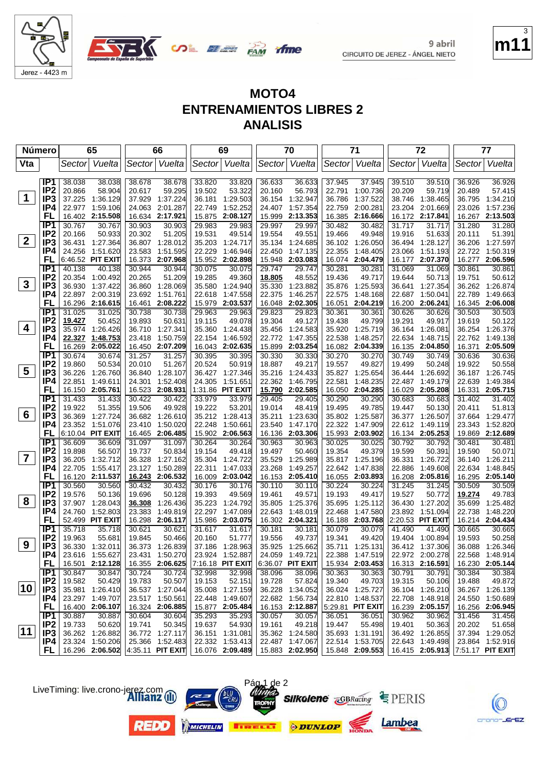9 abril
CIRCUITO DE JEREZ - ÁNGEL NIETO

Jerez - 4423 m

# MOTO4
## ENTRENAMIENTOS LIBRES 2
## ANALISIS

| Número | | 65 | | 66 | | 69 | | 70 | | 71 | | 72 | | 77 | |
|---|---|---|---|---|---|---|---|---|---|---|---|---|---|---|---|
| Vta | | Sector | Vuelta | Sector | Vuelta | Sector | Vuelta | Sector | Vuelta | Sector | Vuelta | Sector | Vuelta | Sector | Vuelta |
| 1 | IP1 | 38.038 | 38.038 | 38.678 | 38.678 | 33.820 | 33.820 | 36.633 | 36.633 | 37.945 | 37.945 | 39.510 | 39.510 | 36.926 | 36.926 |
| | IP2 | 20.866 | 58.904 | 20.617 | 59.295 | 19.502 | 53.322 | 20.160 | 56.793 | 22.791 | 1:00.736 | 20.209 | 59.719 | 20.489 | 57.415 |
| | IP3 | 37.225 | 1:36.129 | 37.929 | 1:37.224 | 36.181 | 1:29.503 | 36.154 | 1:32.947 | 36.786 | 1:37.522 | 38.746 | 1:38.465 | 36.795 | 1:34.210 |
| | IP4 | 22.977 | 1:59.106 | 24.063 | 2:01.287 | 22.749 | 1:52.252 | 24.407 | 1:57.354 | 22.759 | 2:00.281 | 23.204 | 2:01.669 | 23.026 | 1:57.236 |
| | FL | 16.402 | 2:15.508 | 16.634 | 2:17.921 | 15.875 | 2:08.127 | 15.999 | 2:13.353 | 16.385 | 2:16.666 | 16.172 | 2:17.841 | 16.267 | 2:13.503 |
| 2 | IP1 | 30.767 | 30.767 | 30.903 | 30.903 | 29.983 | 29.983 | 29.997 | 29.997 | 30.482 | 30.482 | 31.717 | 31.717 | 31.280 | 31.280 |
| | IP2 | 20.166 | 50.933 | 20.302 | 51.205 | 19.531 | 49.514 | 19.554 | 49.551 | 19.466 | 49.948 | 19.916 | 51.633 | 20.111 | 51.391 |
| | IP3 | 36.431 | 1:27.364 | 36.807 | 1:28.012 | 35.203 | 1:24.717 | 35.134 | 1:24.685 | 36.102 | 1:26.050 | 36.494 | 1:28.127 | 36.206 | 1:27.597 |
| | IP4 | 24.256 | 1:51.620 | 23.583 | 1:51.595 | 22.229 | 1:46.946 | 22.450 | 1:47.135 | 22.355 | 1:48.405 | 23.066 | 1:51.193 | 22.722 | 1:50.319 |
| | FL | 6:46.52 | PIT EXIT | 16.373 | 2:07.968 | 15.952 | 2:02.898 | 15.948 | 2:03.083 | 16.074 | 2:04.479 | 16.177 | 2:07.370 | 16.277 | 2:06.596 |
| 3 | IP1 | 40.138 | 40.138 | 30.944 | 30.944 | 30.075 | 30.075 | 29.747 | 29.747 | 30.281 | 30.281 | 31.069 | 31.069 | 30.861 | 30.861 |
| | IP2 | 20.354 | 1:00.492 | 20.265 | 51.209 | 19.285 | 49.360 | 18.805 | 48.552 | 19.436 | 49.717 | 19.644 | 50.713 | 19.751 | 50.612 |
| | IP3 | 36.930 | 1:37.422 | 36.860 | 1:28.069 | 35.580 | 1:24.940 | 35.330 | 1:23.882 | 35.876 | 1:25.593 | 36.641 | 1:27.354 | 36.262 | 1:26.874 |
| | IP4 | 22.897 | 2:00.319 | 23.692 | 1:51.761 | 22.618 | 1:47.558 | 22.375 | 1:46.257 | 22.575 | 1:48.168 | 22.687 | 1:50.041 | 22.789 | 1:49.663 |
| | FL | 16.296 | 2:16.615 | 16.450 | 2:08.222 | 15.979 | 2:03.537 | 16.048 | 2:02.305 | 16.051 | 2:04.219 | 16.200 | 2:06.241 | 16.345 | 2:06.008 |
| 4 | IP1 | 31.025 | 31.025 | 30.738 | 30.738 | 29.963 | 29.963 | 29.823 | 29.823 | 30.361 | 30.361 | 30.626 | 30.626 | 30.503 | 30.503 |
| | IP2 | 19.427 | 50.452 | 19.893 | 50.631 | 19.115 | 49.078 | 19.304 | 49.127 | 19.438 | 49.799 | 19.291 | 49.917 | 19.619 | 50.122 |
| | IP3 | 35.974 | 1:26.426 | 36.710 | 1:27.341 | 35.360 | 1:24.438 | 35.456 | 1:24.583 | 35.920 | 1:25.719 | 36.164 | 1:26.081 | 36.254 | 1:26.376 |
| | IP4 | 22.327 | 1:48.753 | 23.418 | 1:50.759 | 22.154 | 1:46.592 | 22.772 | 1:47.355 | 22.538 | 1:48.257 | 22.634 | 1:48.715 | 22.762 | 1:49.138 |
| | FL | 16.269 | 2:05.022 | 16.450 | 2:07.209 | 16.043 | 2:02.635 | 15.899 | 2:03.254 | 16.082 | 2:04.339 | 16.135 | 2:04.850 | 16.371 | 2:05.509 |
| 5 | IP1 | 30.674 | 30.674 | 31.257 | 31.257 | 30.395 | 30.395 | 30.330 | 30.330 | 30.270 | 30.270 | 30.749 | 30.749 | 30.636 | 30.636 |
| | IP2 | 19.860 | 50.534 | 20.010 | 51.267 | 20.524 | 50.919 | 18.887 | 49.217 | 19.557 | 49.827 | 19.499 | 50.248 | 19.922 | 50.558 |
| | IP3 | 36.226 | 1:26.760 | 36.840 | 1:28.107 | 36.427 | 1:27.346 | 35.216 | 1:24.433 | 35.827 | 1:25.654 | 36.444 | 1:26.692 | 36.187 | 1:26.745 |
| | IP4 | 22.851 | 1:49.611 | 24.301 | 1:52.408 | 24.305 | 1:51.651 | 22.362 | 1:46.795 | 22.581 | 1:48.235 | 22.487 | 1:49.179 | 22.639 | 1:49.384 |
| | FL | 16.150 | 2:05.761 | 16.523 | 2:08.931 | 1:31.86 | PIT EXIT | 15.790 | 2:02.585 | 16.050 | 2:04.285 | 16.029 | 2:05.208 | 16.331 | 2:05.715 |
| 6 | IP1 | 31.433 | 31.433 | 30.422 | 30.422 | 33.979 | 33.979 | 29.405 | 29.405 | 30.290 | 30.290 | 30.683 | 30.683 | 31.402 | 31.402 |
| | IP2 | 19.922 | 51.355 | 19.506 | 49.928 | 19.222 | 53.201 | 19.014 | 48.419 | 19.495 | 49.785 | 19.447 | 50.130 | 20.411 | 51.813 |
| | IP3 | 36.369 | 1:27.724 | 36.682 | 1:26.610 | 35.212 | 1:28.413 | 35.211 | 1:23.630 | 35.802 | 1:25.587 | 36.377 | 1:26.507 | 37.664 | 1:29.477 |
| | IP4 | 23.352 | 1:51.076 | 23.410 | 1:50.020 | 22.248 | 1:50.661 | 23.540 | 1:47.170 | 22.322 | 1:47.909 | 22.612 | 1:49.119 | 23.343 | 1:52.820 |
| | FL | 6:10.04 | PIT EXIT | 16.465 | 2:06.485 | 15.902 | 2:06.563 | 16.136 | 2:03.306 | 15.993 | 2:03.902 | 16.134 | 2:05.253 | 19.869 | 2:12.689 |
| 7 | IP1 | 36.609 | 36.609 | 31.097 | 31.097 | 30.264 | 30.264 | 30.963 | 30.963 | 30.025 | 30.025 | 30.792 | 30.792 | 30.481 | 30.481 |
| | IP2 | 19.898 | 56.507 | 19.737 | 50.834 | 19.154 | 49.418 | 19.497 | 50.460 | 19.354 | 49.379 | 19.599 | 50.391 | 19.590 | 50.071 |
| | IP3 | 36.205 | 1:32.712 | 36.328 | 1:27.162 | 35.304 | 1:24.722 | 35.529 | 1:25.989 | 35.817 | 1:25.196 | 36.331 | 1:26.722 | 36.140 | 1:26.211 |
| | IP4 | 22.705 | 1:55.417 | 23.127 | 1:50.289 | 22.311 | 1:47.033 | 23.268 | 1:49.257 | 22.642 | 1:47.838 | 22.886 | 1:49.608 | 22.634 | 1:48.845 |
| | FL | 16.120 | 2:11.537 | 16.243 | 2:06.532 | 16.009 | 2:03.042 | 16.153 | 2:05.410 | 16.055 | 2:03.893 | 16.208 | 2:05.816 | 16.295 | 2:05.140 |
| 8 | IP1 | 30.560 | 30.560 | 30.432 | 30.432 | 30.176 | 30.176 | 30.110 | 30.110 | 30.224 | 30.224 | 31.245 | 31.245 | 30.509 | 30.509 |
| | IP2 | 19.576 | 50.136 | 19.696 | 50.128 | 19.393 | 49.569 | 19.461 | 49.571 | 19.193 | 49.417 | 19.527 | 50.772 | 19.274 | 49.783 |
| | IP3 | 37.907 | 1:28.043 | 36.308 | 1:26.436 | 35.223 | 1:24.792 | 35.805 | 1:25.376 | 35.695 | 1:25.112 | 36.430 | 1:27.202 | 35.699 | 1:25.482 |
| | IP4 | 24.760 | 1:52.803 | 23.383 | 1:49.819 | 22.297 | 1:47.089 | 22.643 | 1:48.019 | 22.468 | 1:47.580 | 23.892 | 1:51.094 | 22.738 | 1:48.220 |
| | FL | 52.499 | PIT EXIT | 16.298 | 2:06.117 | 15.986 | 2:03.075 | 16.302 | 2:04.321 | 16.188 | 2:03.768 | 2:20.53 | PIT EXIT | 16.214 | 2:04.434 |
| 9 | IP1 | 35.718 | 35.718 | 30.621 | 30.621 | 31.617 | 31.617 | 30.181 | 30.181 | 30.079 | 30.079 | 41.490 | 41.490 | 30.665 | 30.665 |
| | IP2 | 19.963 | 55.681 | 19.845 | 50.466 | 20.160 | 51.777 | 19.556 | 49.737 | 19.341 | 49.420 | 19.404 | 1:00.894 | 19.593 | 50.258 |
| | IP3 | 36.330 | 1:32.011 | 36.373 | 1:26.839 | 37.186 | 1:28.963 | 35.925 | 1:25.662 | 35.711 | 1:25.131 | 36.412 | 1:37.306 | 36.088 | 1:26.346 |
| | IP4 | 23.616 | 1:55.627 | 23.431 | 1:50.270 | 23.924 | 1:52.887 | 24.059 | 1:49.721 | 22.388 | 1:47.519 | 22.972 | 2:00.278 | 22.568 | 1:48.914 |
| | FL | 16.501 | 2:12.128 | 16.355 | 2:06.625 | 7:16.18 | PIT EXIT | 6:36.07 | PIT EXIT | 15.934 | 2:03.453 | 16.313 | 2:16.591 | 16.230 | 2:05.144 |
| 10 | IP1 | 30.847 | 30.847 | 30.724 | 30.724 | 32.998 | 32.998 | 38.096 | 38.096 | 30.363 | 30.363 | 30.791 | 30.791 | 30.384 | 30.384 |
| | IP2 | 19.582 | 50.429 | 19.783 | 50.507 | 19.153 | 52.151 | 19.728 | 57.824 | 19.340 | 49.703 | 19.315 | 50.106 | 19.488 | 49.872 |
| | IP3 | 35.981 | 1:26.410 | 36.537 | 1:27.044 | 35.008 | 1:27.159 | 36.228 | 1:34.052 | 36.024 | 1:25.727 | 36.104 | 1:26.210 | 36.267 | 1:26.139 |
| | IP4 | 23.297 | 1:49.707 | 23.517 | 1:50.561 | 22.448 | 1:49.607 | 22.682 | 1:56.734 | 22.810 | 1:48.537 | 22.708 | 1:48.918 | 24.550 | 1:50.689 |
| | FL | 16.400 | 2:06.107 | 16.324 | 2:06.885 | 15.877 | 2:05.484 | 16.153 | 2:12.887 | 5:29.81 | PIT EXIT | 16.239 | 2:05.157 | 16.256 | 2:06.945 |
| 11 | IP1 | 30.887 | 30.887 | 30.604 | 30.604 | 35.293 | 35.293 | 30.057 | 30.057 | 36.051 | 36.051 | 30.962 | 30.962 | 31.456 | 31.456 |
| | IP2 | 19.733 | 50.620 | 19.741 | 50.345 | 19.637 | 54.930 | 19.161 | 49.218 | 19.447 | 55.498 | 19.401 | 50.363 | 20.202 | 51.658 |
| | IP3 | 36.262 | 1:26.882 | 36.772 | 1:27.117 | 36.151 | 1:31.081 | 35.362 | 1:24.580 | 35.693 | 1:31.191 | 36.492 | 1:26.855 | 37.394 | 1:29.052 |
| | IP4 | 23.324 | 1:50.206 | 25.366 | 1:52.483 | 22.332 | 1:53.413 | 22.487 | 1:47.067 | 22.514 | 1:53.705 | 22.643 | 1:49.498 | 23.864 | 1:52.916 |
| | FL | 16.296 | 2:06.502 | 4:35.11 | PIT EXIT | 16.076 | 2:09.489 | 15.883 | 2:02.950 | 15.848 | 2:09.553 | 16.415 | 2:05.913 | 7:51.17 | PIT EXIT |

LiveTiming: live.crono-jerez.com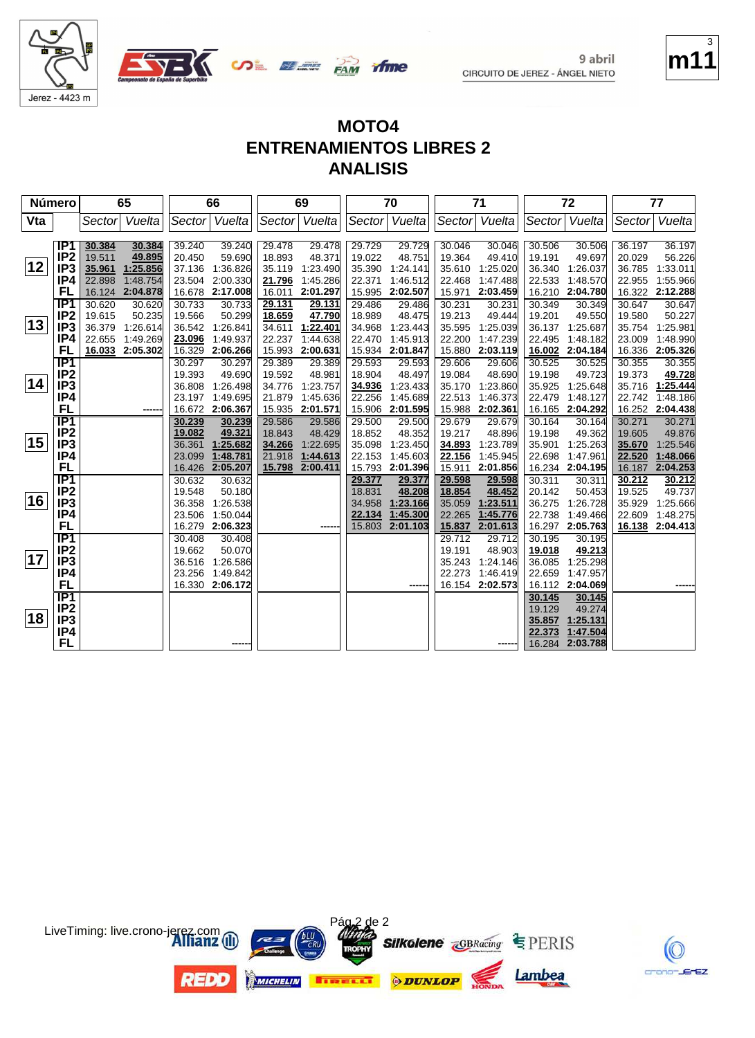# MOTO4
# ENTRENAMIENTOS LIBRES 2
# ANALISIS

9 abril
CIRCUITO DE JEREZ - ÁNGEL NIETO

Jerez - 4423 m

| Número | | 65 | | 66 | | 69 | | 70 | | 71 | | 72 | | 77 | |
|---|---|---|---|---|---|---|---|---|---|---|---|---|---|---|---|
| Vta | | Sector | Vuelta | Sector | Vuelta | Sector | Vuelta | Sector | Vuelta | Sector | Vuelta | Sector | Vuelta | Sector | Vuelta |
| 12 | IP1 | 30.384 | 30.384 | 39.240 | 39.240 | 29.478 | 29.478 | 29.729 | 29.729 | 30.046 | 30.046 | 30.506 | 30.506 | 36.197 | 36.197 |
| | IP2 | 19.511 | 49.895 | 20.450 | 59.690 | 18.893 | 48.371 | 19.022 | 48.751 | 19.364 | 49.410 | 19.191 | 49.697 | 20.029 | 56.226 |
| | IP3 | 35.961 | 1:25.856 | 37.136 | 1:36.826 | 35.119 | 1:23.490 | 35.390 | 1:24.141 | 35.610 | 1:25.020 | 36.340 | 1:26.037 | 36.785 | 1:33.011 |
| | IP4 | 22.898 | 1:48.754 | 23.504 | 2:00.330 | 21.796 | 1:45.286 | 22.371 | 1:46.512 | 22.468 | 1:47.488 | 22.533 | 1:48.570 | 22.955 | 1:55.966 |
| | FL | 16.124 | 2:04.878 | 16.678 | 2:17.008 | 16.011 | 2:01.297 | 15.995 | 2:02.507 | 15.971 | 2:03.459 | 16.210 | 2:04.780 | 16.322 | 2:12.288 |
| 13 | IP1 | 30.620 | 30.620 | 30.733 | 30.733 | 29.131 | 29.131 | 29.486 | 29.486 | 30.231 | 30.231 | 30.349 | 30.349 | 30.647 | 30.647 |
| | IP2 | 19.615 | 50.235 | 19.566 | 50.299 | 18.659 | 47.790 | 18.989 | 48.475 | 19.213 | 49.444 | 19.201 | 49.550 | 19.580 | 50.227 |
| | IP3 | 36.379 | 1:26.614 | 36.542 | 1:26.841 | 34.611 | 1:22.401 | 34.968 | 1:23.443 | 35.595 | 1:25.039 | 36.137 | 1:25.687 | 35.754 | 1:25.981 |
| | IP4 | 22.655 | 1:49.269 | 23.096 | 1:49.937 | 22.237 | 1:44.638 | 22.470 | 1:45.913 | 22.200 | 1:47.239 | 22.495 | 1:48.182 | 23.009 | 1:48.990 |
| | FL | 16.033 | 2:05.302 | 16.329 | 2:06.266 | 15.993 | 2:00.631 | 15.934 | 2:01.847 | 15.880 | 2:03.119 | 16.002 | 2:04.184 | 16.336 | 2:05.326 |
| 14 | IP1 | | | 30.297 | 30.297 | 29.389 | 29.389 | 29.593 | 29.593 | 29.606 | 29.606 | 30.525 | 30.525 | 30.355 | 30.355 |
| | IP2 | | | 19.393 | 49.690 | 19.592 | 48.981 | 18.904 | 48.497 | 19.084 | 48.690 | 19.198 | 49.723 | 19.373 | 49.728 |
| | IP3 | | | 36.808 | 1:26.498 | 34.776 | 1:23.757 | 34.936 | 1:23.433 | 35.170 | 1:23.860 | 35.925 | 1:25.648 | 35.716 | 1:25.444 |
| | IP4 | | | 23.197 | 1:49.695 | 21.879 | 1:45.636 | 22.256 | 1:45.689 | 22.513 | 1:46.373 | 22.479 | 1:48.127 | 22.742 | 1:48.186 |
| | FL | | ------ | 16.672 | 2:06.367 | 15.935 | 2:01.571 | 15.906 | 2:01.595 | 15.988 | 2:02.361 | 16.165 | 2:04.292 | 16.252 | 2:04.438 |
| 15 | IP1 | | | 30.239 | 30.239 | 29.586 | 29.586 | 29.500 | 29.500 | 29.679 | 29.679 | 30.164 | 30.164 | 30.271 | 30.271 |
| | IP2 | | | 19.082 | 49.321 | 18.843 | 48.429 | 18.852 | 48.352 | 19.217 | 48.896 | 19.198 | 49.362 | 19.605 | 49.876 |
| | IP3 | | | 36.361 | 1:25.682 | 34.266 | 1:22.695 | 35.098 | 1:23.450 | 34.893 | 1:23.789 | 35.901 | 1:25.263 | 35.670 | 1:25.546 |
| | IP4 | | | 23.099 | 1:48.781 | 21.918 | 1:44.613 | 22.153 | 1:45.603 | 22.156 | 1:45.945 | 22.698 | 1:47.961 | 22.520 | 1:48.066 |
| | FL | | | 16.426 | 2:05.207 | 15.798 | 2:00.411 | 15.793 | 2:01.396 | 15.911 | 2:01.856 | 16.234 | 2:04.195 | 16.187 | 2:04.253 |
| 16 | IP1 | | | 30.632 | 30.632 | | | 29.377 | 29.377 | 29.598 | 29.598 | 30.311 | 30.311 | 30.212 | 30.212 |
| | IP2 | | | 19.548 | 50.180 | | | 18.831 | 48.208 | 18.854 | 48.452 | 20.142 | 50.453 | 19.525 | 49.737 |
| | IP3 | | | 36.358 | 1:26.538 | | | 34.958 | 1:23.166 | 35.059 | 1:23.511 | 36.275 | 1:26.728 | 35.929 | 1:25.666 |
| | IP4 | | | 23.506 | 1:50.044 | | | 22.134 | 1:45.300 | 22.265 | 1:45.776 | 22.738 | 1:49.466 | 22.609 | 1:48.275 |
| | FL | | | 16.279 | 2:06.323 | | ------ | 15.803 | 2:01.103 | 15.837 | 2:01.613 | 16.297 | 2:05.763 | 16.138 | 2:04.413 |
| 17 | IP1 | | | 30.408 | 30.408 | | | | | 29.712 | 29.712 | 30.195 | 30.195 | | |
| | IP2 | | | 19.662 | 50.070 | | | | | 19.191 | 48.903 | 19.018 | 49.213 | | |
| | IP3 | | | 36.516 | 1:26.586 | | | | | 35.243 | 1:24.146 | 36.085 | 1:25.298 | | |
| | IP4 | | | 23.256 | 1:49.842 | | | | | 22.273 | 1:46.419 | 22.659 | 1:47.957 | | |
| | FL | | | 16.330 | 2:06.172 | | | | ------ | 16.154 | 2:02.573 | 16.112 | 2:04.069 | | ------ |
| 18 | IP1 | | | | | | | | | | | 30.145 | 30.145 | | |
| | IP2 | | | | | | | | | | | 19.129 | 49.274 | | |
| | IP3 | | | | | | | | | | | 35.857 | 1:25.131 | | |
| | IP4 | | | | | | | | | | | 22.373 | 1:47.504 | | |
| | FL | | | | ------ | | | | | | ------ | 16.284 | 2:03.788 | | |

LiveTiming: live.crono-jerez.com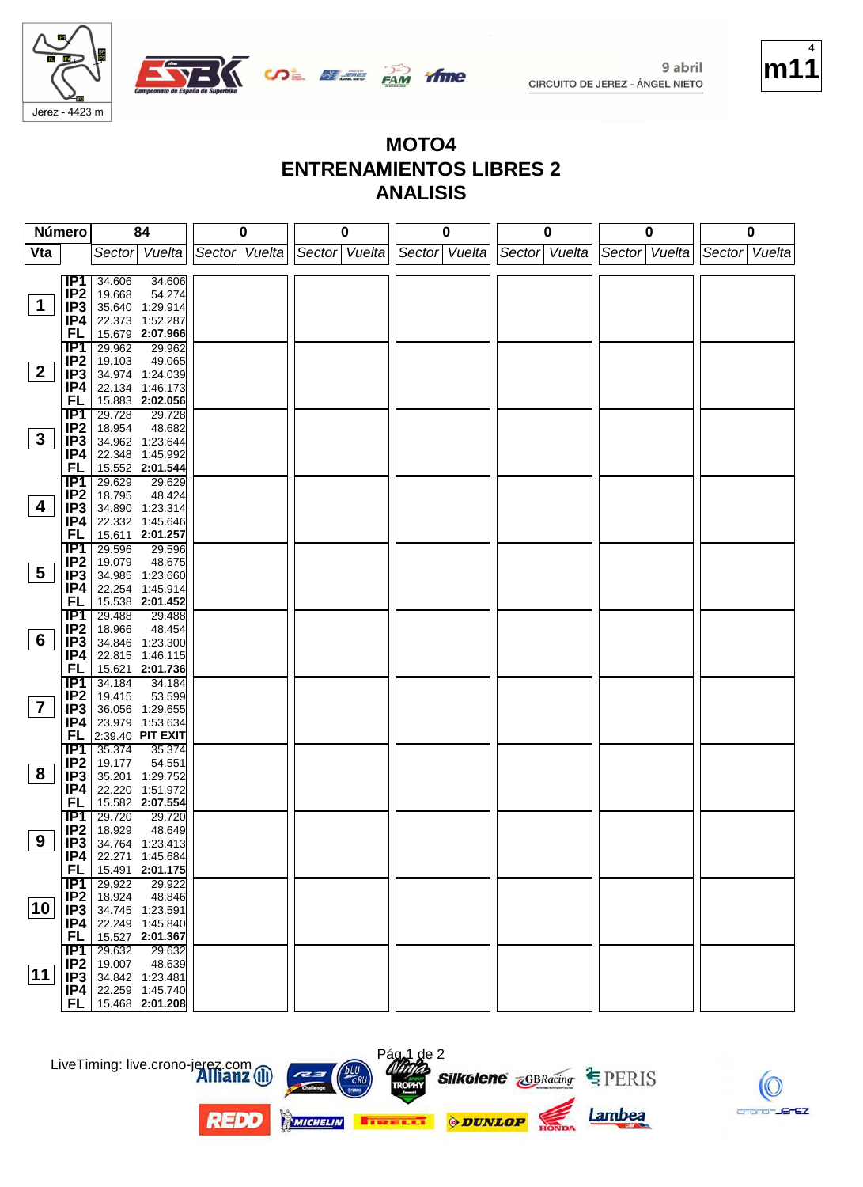9 abril
CIRCUITO DE JEREZ - ÁNGEL NIETO

m11

# MOTO4
# ENTRENAMIENTOS LIBRES 2
# ANALISIS

| Número | | 84 | | 0 | | 0 | | 0 | | 0 | | 0 | | 0 | |
|---|---|---|---|---|---|---|---|---|---|---|---|---|---|---|---|
| Vta | | Sector | Vuelta | Sector | Vuelta | Sector | Vuelta | Sector | Vuelta | Sector | Vuelta | Sector | Vuelta | Sector | Vuelta |
| 1 | IP1 | 34.606 | 34.606 | | | | | | | | | | | | |
| | IP2 | 19.668 | 54.274 | | | | | | | | | | | | |
| | IP3 | 35.640 | 1:29.914 | | | | | | | | | | | | |
| | IP4 | 22.373 | 1:52.287 | | | | | | | | | | | | |
| | FL | 15.679 | **2:07.966** | | | | | | | | | | | | |
| 2 | IP1 | 29.962 | 29.962 | | | | | | | | | | | | |
| | IP2 | 19.103 | 49.065 | | | | | | | | | | | | |
| | IP3 | 34.974 | 1:24.039 | | | | | | | | | | | | |
| | IP4 | 22.134 | 1:46.173 | | | | | | | | | | | | |
| | FL | 15.883 | **2:02.056** | | | | | | | | | | | | |
| 3 | IP1 | 29.728 | 29.728 | | | | | | | | | | | | |
| | IP2 | 18.954 | 48.682 | | | | | | | | | | | | |
| | IP3 | 34.962 | 1:23.644 | | | | | | | | | | | | |
| | IP4 | 22.348 | 1:45.992 | | | | | | | | | | | | |
| | FL | 15.552 | **2:01.544** | | | | | | | | | | | | |
| 4 | IP1 | 29.629 | 29.629 | | | | | | | | | | | | |
| | IP2 | 18.795 | 48.424 | | | | | | | | | | | | |
| | IP3 | 34.890 | 1:23.314 | | | | | | | | | | | | |
| | IP4 | 22.332 | 1:45.646 | | | | | | | | | | | | |
| | FL | 15.611 | **2:01.257** | | | | | | | | | | | | |
| 5 | IP1 | 29.596 | 29.596 | | | | | | | | | | | | |
| | IP2 | 19.079 | 48.675 | | | | | | | | | | | | |
| | IP3 | 34.985 | 1:23.660 | | | | | | | | | | | | |
| | IP4 | 22.254 | 1:45.914 | | | | | | | | | | | | |
| | FL | 15.538 | **2:01.452** | | | | | | | | | | | | |
| 6 | IP1 | 29.488 | 29.488 | | | | | | | | | | | | |
| | IP2 | 18.966 | 48.454 | | | | | | | | | | | | |
| | IP3 | 34.846 | 1:23.300 | | | | | | | | | | | | |
| | IP4 | 22.815 | 1:46.115 | | | | | | | | | | | | |
| | FL | 15.621 | **2:01.736** | | | | | | | | | | | | |
| 7 | IP1 | 34.184 | 34.184 | | | | | | | | | | | | |
| | IP2 | 19.415 | 53.599 | | | | | | | | | | | | |
| | IP3 | 36.056 | 1:29.655 | | | | | | | | | | | | |
| | IP4 | 23.979 | 1:53.634 | | | | | | | | | | | | |
| | FL | 2:39.40 | **PIT EXIT** | | | | | | | | | | | | |
| 8 | IP1 | 35.374 | 35.374 | | | | | | | | | | | | |
| | IP2 | 19.177 | 54.551 | | | | | | | | | | | | |
| | IP3 | 35.201 | 1:29.752 | | | | | | | | | | | | |
| | IP4 | 22.220 | 1:51.972 | | | | | | | | | | | | |
| | FL | 15.582 | **2:07.554** | | | | | | | | | | | | |
| 9 | IP1 | 29.720 | 29.720 | | | | | | | | | | | | |
| | IP2 | 18.929 | 48.649 | | | | | | | | | | | | |
| | IP3 | 34.764 | 1:23.413 | | | | | | | | | | | | |
| | IP4 | 22.271 | 1:45.684 | | | | | | | | | | | | |
| | FL | 15.491 | **2:01.175** | | | | | | | | | | | | |
| 10 | IP1 | 29.922 | 29.922 | | | | | | | | | | | | |
| | IP2 | 18.924 | 48.846 | | | | | | | | | | | | |
| | IP3 | 34.745 | 1:23.591 | | | | | | | | | | | | |
| | IP4 | 22.249 | 1:45.840 | | | | | | | | | | | | |
| | FL | 15.527 | **2:01.367** | | | | | | | | | | | | |
| 11 | IP1 | 29.632 | 29.632 | | | | | | | | | | | | |
| | IP2 | 19.007 | 48.639 | | | | | | | | | | | | |
| | IP3 | 34.842 | 1:23.481 | | | | | | | | | | | | |
| | IP4 | 22.259 | 1:45.740 | | | | | | | | | | | | |
| | FL | 15.468 | **2:01.208** | | | | | | | | | | | | |

LiveTiming: live.crono-jerez.com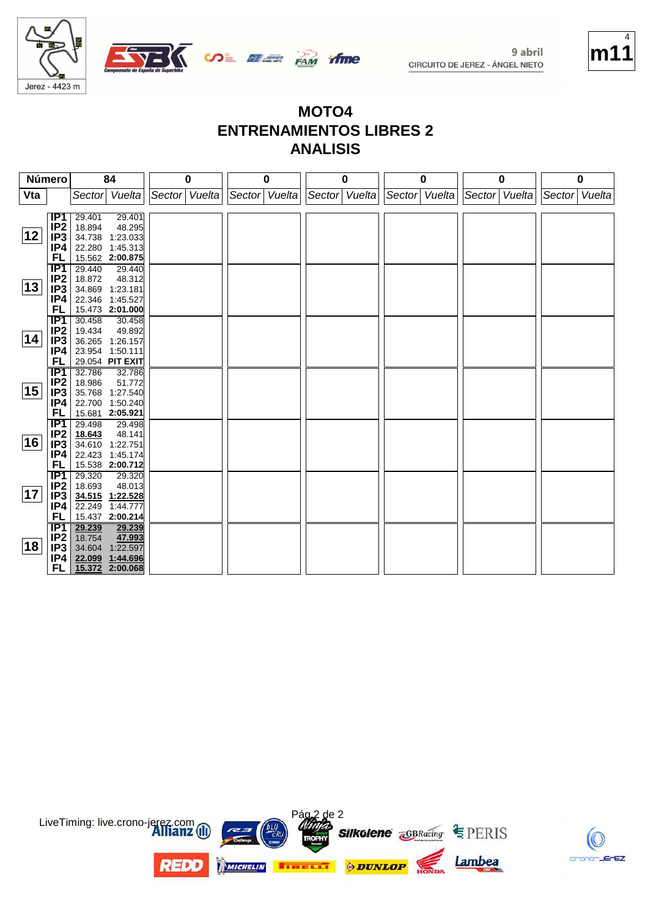# MOTO4
# ENTRENAMIENTOS LIBRES 2
# ANALISIS

9 abril
CIRCUITO DE JEREZ - ÁNGEL NIETO

Jerez - 4423 m

m11

| Número | | 84 | | 0 | | 0 | | 0 | | 0 | | 0 | | 0 | |
|---|---|---|---|---|---|---|---|---|---|---|---|---|---|---|---|
| Vta | | Sector | Vuelta | Sector | Vuelta | Sector | Vuelta | Sector | Vuelta | Sector | Vuelta | Sector | Vuelta | Sector | Vuelta |
| 12 | IP1 | 29.401 | 29.401 | | | | | | | | | | | | |
| | IP2 | 18.894 | 48.295 | | | | | | | | | | | | |
| | IP3 | 34.738 | 1:23.033 | | | | | | | | | | | | |
| | IP4 | 22.280 | 1:45.313 | | | | | | | | | | | | |
| | FL | 15.562 | **2:00.875** | | | | | | | | | | | | |
| 13 | IP1 | 29.440 | 29.440 | | | | | | | | | | | | |
| | IP2 | 18.872 | 48.312 | | | | | | | | | | | | |
| | IP3 | 34.869 | 1:23.181 | | | | | | | | | | | | |
| | IP4 | 22.346 | 1:45.527 | | | | | | | | | | | | |
| | FL | 15.473 | **2:01.000** | | | | | | | | | | | | |
| 14 | IP1 | 30.458 | 30.458 | | | | | | | | | | | | |
| | IP2 | 19.434 | 49.892 | | | | | | | | | | | | |
| | IP3 | 36.265 | 1:26.157 | | | | | | | | | | | | |
| | IP4 | 23.954 | 1:50.111 | | | | | | | | | | | | |
| | FL | 29.054 | **PIT EXIT** | | | | | | | | | | | | |
| 15 | IP1 | 32.786 | 32.786 | | | | | | | | | | | | |
| | IP2 | 18.986 | 51.772 | | | | | | | | | | | | |
| | IP3 | 35.768 | 1:27.540 | | | | | | | | | | | | |
| | IP4 | 22.700 | 1:50.240 | | | | | | | | | | | | |
| | FL | 15.681 | **2:05.921** | | | | | | | | | | | | |
| 16 | IP1 | 29.498 | 29.498 | | | | | | | | | | | | |
| | IP2 | **18.643** | 48.141 | | | | | | | | | | | | |
| | IP3 | 34.610 | 1:22.751 | | | | | | | | | | | | |
| | IP4 | 22.423 | 1:45.174 | | | | | | | | | | | | |
| | FL | 15.538 | **2:00.712** | | | | | | | | | | | | |
| 17 | IP1 | 29.320 | 29.320 | | | | | | | | | | | | |
| | IP2 | 18.693 | 48.013 | | | | | | | | | | | | |
| | IP3 | **34.515** | **1:22.528** | | | | | | | | | | | | |
| | IP4 | 22.249 | 1:44.777 | | | | | | | | | | | | |
| | FL | 15.437 | **2:00.214** | | | | | | | | | | | | |
| 18 | IP1 | **29.239** | **29.239** | | | | | | | | | | | | |
| | IP2 | 18.754 | **47.993** | | | | | | | | | | | | |
| | IP3 | 34.604 | 1:22.597 | | | | | | | | | | | | |
| | IP4 | **22.099** | **1:44.696** | | | | | | | | | | | | |
| | FL | **15.372** | **2:00.068** | | | | | | | | | | | | |

LiveTiming: live.crono-jerez.com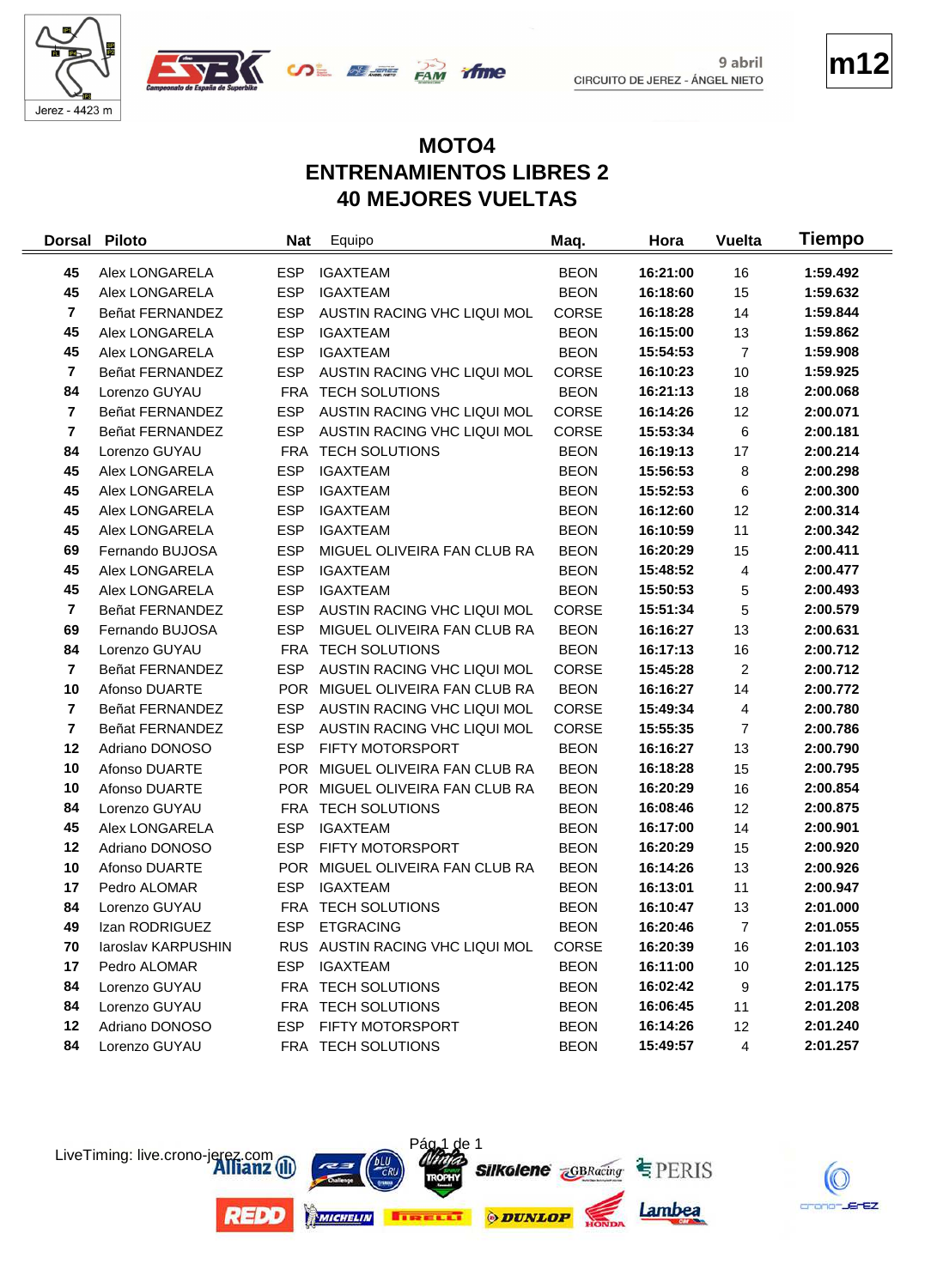Jerez - 4423 m

9 abril
CIRCUITO DE JEREZ - ÁNGEL NIETO

**m12**

# MOTO4
# ENTRENAMIENTOS LIBRES 2
# 40 MEJORES VUELTAS

| Dorsal | Piloto | Nat | Equipo | Maq. | Hora | Vuelta | Tiempo |
|---|---|---|---|---|---|---|---|
| 45 | Alex LONGARELA | ESP | IGAXTEAM | BEON | 16:21:00 | 16 | 1:59.492 |
| 45 | Alex LONGARELA | ESP | IGAXTEAM | BEON | 16:18:60 | 15 | 1:59.632 |
| 7 | Beñat FERNANDEZ | ESP | AUSTIN RACING VHC LIQUI MOL | CORSE | 16:18:28 | 14 | 1:59.844 |
| 45 | Alex LONGARELA | ESP | IGAXTEAM | BEON | 16:15:00 | 13 | 1:59.862 |
| 45 | Alex LONGARELA | ESP | IGAXTEAM | BEON | 15:54:53 | 7 | 1:59.908 |
| 7 | Beñat FERNANDEZ | ESP | AUSTIN RACING VHC LIQUI MOL | CORSE | 16:10:23 | 10 | 1:59.925 |
| 84 | Lorenzo GUYAU | FRA | TECH SOLUTIONS | BEON | 16:21:13 | 18 | 2:00.068 |
| 7 | Beñat FERNANDEZ | ESP | AUSTIN RACING VHC LIQUI MOL | CORSE | 16:14:26 | 12 | 2:00.071 |
| 7 | Beñat FERNANDEZ | ESP | AUSTIN RACING VHC LIQUI MOL | CORSE | 15:53:34 | 6 | 2:00.181 |
| 84 | Lorenzo GUYAU | FRA | TECH SOLUTIONS | BEON | 16:19:13 | 17 | 2:00.214 |
| 45 | Alex LONGARELA | ESP | IGAXTEAM | BEON | 15:56:53 | 8 | 2:00.298 |
| 45 | Alex LONGARELA | ESP | IGAXTEAM | BEON | 15:52:53 | 6 | 2:00.300 |
| 45 | Alex LONGARELA | ESP | IGAXTEAM | BEON | 16:12:60 | 12 | 2:00.314 |
| 45 | Alex LONGARELA | ESP | IGAXTEAM | BEON | 16:10:59 | 11 | 2:00.342 |
| 69 | Fernando BUJOSA | ESP | MIGUEL OLIVEIRA FAN CLUB RA | BEON | 16:20:29 | 15 | 2:00.411 |
| 45 | Alex LONGARELA | ESP | IGAXTEAM | BEON | 15:48:52 | 4 | 2:00.477 |
| 45 | Alex LONGARELA | ESP | IGAXTEAM | BEON | 15:50:53 | 5 | 2:00.493 |
| 7 | Beñat FERNANDEZ | ESP | AUSTIN RACING VHC LIQUI MOL | CORSE | 15:51:34 | 5 | 2:00.579 |
| 69 | Fernando BUJOSA | ESP | MIGUEL OLIVEIRA FAN CLUB RA | BEON | 16:16:27 | 13 | 2:00.631 |
| 84 | Lorenzo GUYAU | FRA | TECH SOLUTIONS | BEON | 16:17:13 | 16 | 2:00.712 |
| 7 | Beñat FERNANDEZ | ESP | AUSTIN RACING VHC LIQUI MOL | CORSE | 15:45:28 | 2 | 2:00.712 |
| 10 | Afonso DUARTE | POR | MIGUEL OLIVEIRA FAN CLUB RA | BEON | 16:16:27 | 14 | 2:00.772 |
| 7 | Beñat FERNANDEZ | ESP | AUSTIN RACING VHC LIQUI MOL | CORSE | 15:49:34 | 4 | 2:00.780 |
| 7 | Beñat FERNANDEZ | ESP | AUSTIN RACING VHC LIQUI MOL | CORSE | 15:55:35 | 7 | 2:00.786 |
| 12 | Adriano DONOSO | ESP | FIFTY MOTORSPORT | BEON | 16:16:27 | 13 | 2:00.790 |
| 10 | Afonso DUARTE | POR | MIGUEL OLIVEIRA FAN CLUB RA | BEON | 16:18:28 | 15 | 2:00.795 |
| 10 | Afonso DUARTE | POR | MIGUEL OLIVEIRA FAN CLUB RA | BEON | 16:20:29 | 16 | 2:00.854 |
| 84 | Lorenzo GUYAU | FRA | TECH SOLUTIONS | BEON | 16:08:46 | 12 | 2:00.875 |
| 45 | Alex LONGARELA | ESP | IGAXTEAM | BEON | 16:17:00 | 14 | 2:00.901 |
| 12 | Adriano DONOSO | ESP | FIFTY MOTORSPORT | BEON | 16:20:29 | 15 | 2:00.920 |
| 10 | Afonso DUARTE | POR | MIGUEL OLIVEIRA FAN CLUB RA | BEON | 16:14:26 | 13 | 2:00.926 |
| 17 | Pedro ALOMAR | ESP | IGAXTEAM | BEON | 16:13:01 | 11 | 2:00.947 |
| 84 | Lorenzo GUYAU | FRA | TECH SOLUTIONS | BEON | 16:10:47 | 13 | 2:01.000 |
| 49 | Izan RODRIGUEZ | ESP | ETGRACING | BEON | 16:20:46 | 7 | 2:01.055 |
| 70 | Iaroslav KARPUSHIN | RUS | AUSTIN RACING VHC LIQUI MOL | CORSE | 16:20:39 | 16 | 2:01.103 |
| 17 | Pedro ALOMAR | ESP | IGAXTEAM | BEON | 16:11:00 | 10 | 2:01.125 |
| 84 | Lorenzo GUYAU | FRA | TECH SOLUTIONS | BEON | 16:02:42 | 9 | 2:01.175 |
| 84 | Lorenzo GUYAU | FRA | TECH SOLUTIONS | BEON | 16:06:45 | 11 | 2:01.208 |
| 12 | Adriano DONOSO | ESP | FIFTY MOTORSPORT | BEON | 16:14:26 | 12 | 2:01.240 |
| 84 | Lorenzo GUYAU | FRA | TECH SOLUTIONS | BEON | 15:49:57 | 4 | 2:01.257 |

LiveTiming: live.crono-jerez.com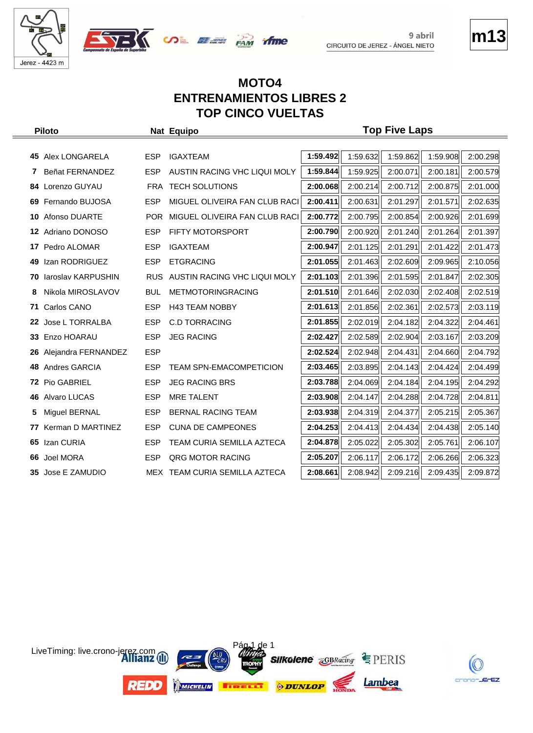# MOTO4
# ENTRENAMIENTOS LIBRES 2
# TOP CINCO VUELTAS

9 abril
CIRCUITO DE JEREZ - ÁNGEL NIETO

Jerez - 4423 m

m13

| | Piloto | Nat | Equipo | Top Five Laps | | | | |
|---|---|---|---|---|---|---|---|---|
| 45 | Alex LONGARELA | ESP | IGAXTEAM | **1:59.492** | 1:59.632 | 1:59.862 | 1:59.908 | 2:00.298 |
| 7 | Beñat FERNANDEZ | ESP | AUSTIN RACING VHC LIQUI MOLY | **1:59.844** | 1:59.925 | 2:00.071 | 2:00.181 | 2:00.579 |
| 84 | Lorenzo GUYAU | FRA | TECH SOLUTIONS | **2:00.068** | 2:00.214 | 2:00.712 | 2:00.875 | 2:01.000 |
| 69 | Fernando BUJOSA | ESP | MIGUEL OLIVEIRA FAN CLUB RACI | **2:00.411** | 2:00.631 | 2:01.297 | 2:01.571 | 2:02.635 |
| 10 | Afonso DUARTE | POR | MIGUEL OLIVEIRA FAN CLUB RACI | **2:00.772** | 2:00.795 | 2:00.854 | 2:00.926 | 2:01.699 |
| 12 | Adriano DONOSO | ESP | FIFTY MOTORSPORT | **2:00.790** | 2:00.920 | 2:01.240 | 2:01.264 | 2:01.397 |
| 17 | Pedro ALOMAR | ESP | IGAXTEAM | **2:00.947** | 2:01.125 | 2:01.291 | 2:01.422 | 2:01.473 |
| 49 | Izan RODRIGUEZ | ESP | ETGRACING | **2:01.055** | 2:01.463 | 2:02.609 | 2:09.965 | 2:10.056 |
| 70 | Iaroslav KARPUSHIN | RUS | AUSTIN RACING VHC LIQUI MOLY | **2:01.103** | 2:01.396 | 2:01.595 | 2:01.847 | 2:02.305 |
| 8 | Nikola MIROSLAVOV | BUL | METMOTORINGRACING | **2:01.510** | 2:01.646 | 2:02.030 | 2:02.408 | 2:02.519 |
| 71 | Carlos CANO | ESP | H43 TEAM NOBBY | **2:01.613** | 2:01.856 | 2:02.361 | 2:02.573 | 2:03.119 |
| 22 | Jose L TORRALBA | ESP | C.D TORRACING | **2:01.855** | 2:02.019 | 2:04.182 | 2:04.322 | 2:04.461 |
| 33 | Enzo HOARAU | ESP | JEG RACING | **2:02.427** | 2:02.589 | 2:02.904 | 2:03.167 | 2:03.209 |
| 26 | Alejandra FERNANDEZ | ESP | | **2:02.524** | 2:02.948 | 2:04.431 | 2:04.660 | 2:04.792 |
| 48 | Andres GARCIA | ESP | TEAM SPN-EMACOMPETICION | **2:03.465** | 2:03.895 | 2:04.143 | 2:04.424 | 2:04.499 |
| 72 | Pio GABRIEL | ESP | JEG RACING BRS | **2:03.788** | 2:04.069 | 2:04.184 | 2:04.195 | 2:04.292 |
| 46 | Alvaro LUCAS | ESP | MRE TALENT | **2:03.908** | 2:04.147 | 2:04.288 | 2:04.728 | 2:04.811 |
| 5 | Miguel BERNAL | ESP | BERNAL RACING TEAM | **2:03.938** | 2:04.319 | 2:04.377 | 2:05.215 | 2:05.367 |
| 77 | Kerman D MARTINEZ | ESP | CUNA DE CAMPEONES | **2:04.253** | 2:04.413 | 2:04.434 | 2:04.438 | 2:05.140 |
| 65 | Izan CURIA | ESP | TEAM CURIA SEMILLA AZTECA | **2:04.878** | 2:05.022 | 2:05.302 | 2:05.761 | 2:06.107 |
| 66 | Joel MORA | ESP | QRG MOTOR RACING | **2:05.207** | 2:06.117 | 2:06.172 | 2:06.266 | 2:06.323 |
| 35 | Jose E ZAMUDIO | MEX | TEAM CURIA SEMILLA AZTECA | **2:08.661** | 2:08.942 | 2:09.216 | 2:09.435 | 2:09.872 |

LiveTiming: live.crono-jerez.com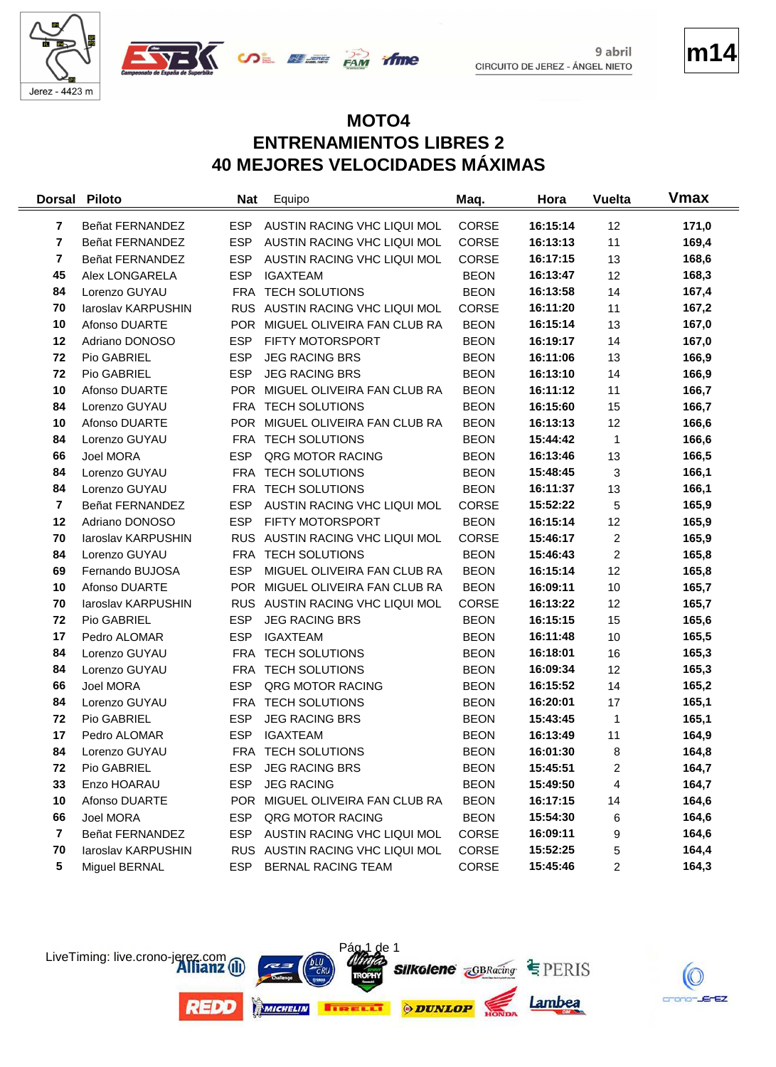9 abril
CIRCUITO DE JEREZ - ÁNGEL NIETO

Jerez - 4423 m

**m14**

# MOTO4
# ENTRENAMIENTOS LIBRES 2
# 40 MEJORES VELOCIDADES MÁXIMAS

| Dorsal | Piloto | Nat | Equipo | Maq. | Hora | Vuelta | Vmax |
|---|---|---|---|---|---|---|---|
| 7 | Beñat FERNANDEZ | ESP | AUSTIN RACING VHC LIQUI MOL | CORSE | 16:15:14 | 12 | 171,0 |
| 7 | Beñat FERNANDEZ | ESP | AUSTIN RACING VHC LIQUI MOL | CORSE | 16:13:13 | 11 | 169,4 |
| 7 | Beñat FERNANDEZ | ESP | AUSTIN RACING VHC LIQUI MOL | CORSE | 16:17:15 | 13 | 168,6 |
| 45 | Alex LONGARELA | ESP | IGAXTEAM | BEON | 16:13:47 | 12 | 168,3 |
| 84 | Lorenzo GUYAU | FRA | TECH SOLUTIONS | BEON | 16:13:58 | 14 | 167,4 |
| 70 | Iaroslav KARPUSHIN | RUS | AUSTIN RACING VHC LIQUI MOL | CORSE | 16:11:20 | 11 | 167,2 |
| 10 | Afonso DUARTE | POR | MIGUEL OLIVEIRA FAN CLUB RA | BEON | 16:15:14 | 13 | 167,0 |
| 12 | Adriano DONOSO | ESP | FIFTY MOTORSPORT | BEON | 16:19:17 | 14 | 167,0 |
| 72 | Pio GABRIEL | ESP | JEG RACING BRS | BEON | 16:11:06 | 13 | 166,9 |
| 72 | Pio GABRIEL | ESP | JEG RACING BRS | BEON | 16:13:10 | 14 | 166,9 |
| 10 | Afonso DUARTE | POR | MIGUEL OLIVEIRA FAN CLUB RA | BEON | 16:11:12 | 11 | 166,7 |
| 84 | Lorenzo GUYAU | FRA | TECH SOLUTIONS | BEON | 16:15:60 | 15 | 166,7 |
| 10 | Afonso DUARTE | POR | MIGUEL OLIVEIRA FAN CLUB RA | BEON | 16:13:13 | 12 | 166,6 |
| 84 | Lorenzo GUYAU | FRA | TECH SOLUTIONS | BEON | 15:44:42 | 1 | 166,6 |
| 66 | Joel MORA | ESP | QRG MOTOR RACING | BEON | 16:13:46 | 13 | 166,5 |
| 84 | Lorenzo GUYAU | FRA | TECH SOLUTIONS | BEON | 15:48:45 | 3 | 166,1 |
| 84 | Lorenzo GUYAU | FRA | TECH SOLUTIONS | BEON | 16:11:37 | 13 | 166,1 |
| 7 | Beñat FERNANDEZ | ESP | AUSTIN RACING VHC LIQUI MOL | CORSE | 15:52:22 | 5 | 165,9 |
| 12 | Adriano DONOSO | ESP | FIFTY MOTORSPORT | BEON | 16:15:14 | 12 | 165,9 |
| 70 | Iaroslav KARPUSHIN | RUS | AUSTIN RACING VHC LIQUI MOL | CORSE | 15:46:17 | 2 | 165,9 |
| 84 | Lorenzo GUYAU | FRA | TECH SOLUTIONS | BEON | 15:46:43 | 2 | 165,8 |
| 69 | Fernando BUJOSA | ESP | MIGUEL OLIVEIRA FAN CLUB RA | BEON | 16:15:14 | 12 | 165,8 |
| 10 | Afonso DUARTE | POR | MIGUEL OLIVEIRA FAN CLUB RA | BEON | 16:09:11 | 10 | 165,7 |
| 70 | Iaroslav KARPUSHIN | RUS | AUSTIN RACING VHC LIQUI MOL | CORSE | 16:13:22 | 12 | 165,7 |
| 72 | Pio GABRIEL | ESP | JEG RACING BRS | BEON | 16:15:15 | 15 | 165,6 |
| 17 | Pedro ALOMAR | ESP | IGAXTEAM | BEON | 16:11:48 | 10 | 165,5 |
| 84 | Lorenzo GUYAU | FRA | TECH SOLUTIONS | BEON | 16:18:01 | 16 | 165,3 |
| 84 | Lorenzo GUYAU | FRA | TECH SOLUTIONS | BEON | 16:09:34 | 12 | 165,3 |
| 66 | Joel MORA | ESP | QRG MOTOR RACING | BEON | 16:15:52 | 14 | 165,2 |
| 84 | Lorenzo GUYAU | FRA | TECH SOLUTIONS | BEON | 16:20:01 | 17 | 165,1 |
| 72 | Pio GABRIEL | ESP | JEG RACING BRS | BEON | 15:43:45 | 1 | 165,1 |
| 17 | Pedro ALOMAR | ESP | IGAXTEAM | BEON | 16:13:49 | 11 | 164,9 |
| 84 | Lorenzo GUYAU | FRA | TECH SOLUTIONS | BEON | 16:01:30 | 8 | 164,8 |
| 72 | Pio GABRIEL | ESP | JEG RACING BRS | BEON | 15:45:51 | 2 | 164,7 |
| 33 | Enzo HOARAU | ESP | JEG RACING | BEON | 15:49:50 | 4 | 164,7 |
| 10 | Afonso DUARTE | POR | MIGUEL OLIVEIRA FAN CLUB RA | BEON | 16:17:15 | 14 | 164,6 |
| 66 | Joel MORA | ESP | QRG MOTOR RACING | BEON | 15:54:30 | 6 | 164,6 |
| 7 | Beñat FERNANDEZ | ESP | AUSTIN RACING VHC LIQUI MOL | CORSE | 16:09:11 | 9 | 164,6 |
| 70 | Iaroslav KARPUSHIN | RUS | AUSTIN RACING VHC LIQUI MOL | CORSE | 15:52:25 | 5 | 164,4 |
| 5 | Miguel BERNAL | ESP | BERNAL RACING TEAM | CORSE | 15:45:46 | 2 | 164,3 |

LiveTiming: live.crono-jerez.com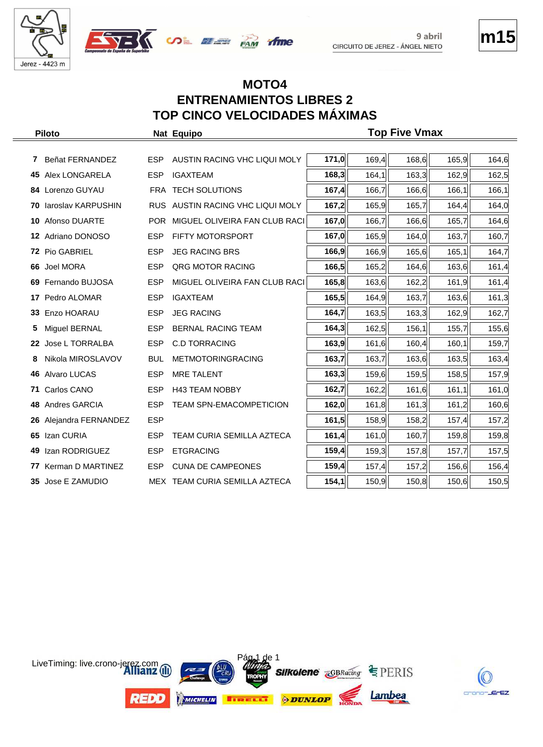Jerez - 4423 m

9 abril
CIRCUITO DE JEREZ - ÁNGEL NIETO

**m15**

# MOTO4
## ENTRENAMIENTOS LIBRES 2
## TOP CINCO VELOCIDADES MÁXIMAS

| | Piloto | Nat | Equipo | Top Five Vmax | | | | |
|---|---|---|---|---|---|---|---|---|
| 7 | Beñat FERNANDEZ | ESP | AUSTIN RACING VHC LIQUI MOLY | **171,0** | 169,4 | 168,6 | 165,9 | 164,6 |
| 45 | Alex LONGARELA | ESP | IGAXTEAM | **168,3** | 164,1 | 163,3 | 162,9 | 162,5 |
| 84 | Lorenzo GUYAU | FRA | TECH SOLUTIONS | **167,4** | 166,7 | 166,6 | 166,1 | 166,1 |
| 70 | Iaroslav KARPUSHIN | RUS | AUSTIN RACING VHC LIQUI MOLY | **167,2** | 165,9 | 165,7 | 164,4 | 164,0 |
| 10 | Afonso DUARTE | POR | MIGUEL OLIVEIRA FAN CLUB RACI | **167,0** | 166,7 | 166,6 | 165,7 | 164,6 |
| 12 | Adriano DONOSO | ESP | FIFTY MOTORSPORT | **167,0** | 165,9 | 164,0 | 163,7 | 160,7 |
| 72 | Pio GABRIEL | ESP | JEG RACING BRS | **166,9** | 166,9 | 165,6 | 165,1 | 164,7 |
| 66 | Joel MORA | ESP | QRG MOTOR RACING | **166,5** | 165,2 | 164,6 | 163,6 | 161,4 |
| 69 | Fernando BUJOSA | ESP | MIGUEL OLIVEIRA FAN CLUB RACI | **165,8** | 163,6 | 162,2 | 161,9 | 161,4 |
| 17 | Pedro ALOMAR | ESP | IGAXTEAM | **165,5** | 164,9 | 163,7 | 163,6 | 161,3 |
| 33 | Enzo HOARAU | ESP | JEG RACING | **164,7** | 163,5 | 163,3 | 162,9 | 162,7 |
| 5 | Miguel BERNAL | ESP | BERNAL RACING TEAM | **164,3** | 162,5 | 156,1 | 155,7 | 155,6 |
| 22 | Jose L TORRALBA | ESP | C.D TORRACING | **163,9** | 161,6 | 160,4 | 160,1 | 159,7 |
| 8 | Nikola MIROSLAVOV | BUL | METMOTORINGRACING | **163,7** | 163,7 | 163,6 | 163,5 | 163,4 |
| 46 | Alvaro LUCAS | ESP | MRE TALENT | **163,3** | 159,6 | 159,5 | 158,5 | 157,9 |
| 71 | Carlos CANO | ESP | H43 TEAM NOBBY | **162,7** | 162,2 | 161,6 | 161,1 | 161,0 |
| 48 | Andres GARCIA | ESP | TEAM SPN-EMACOMPETICION | **162,0** | 161,8 | 161,3 | 161,2 | 160,6 |
| 26 | Alejandra FERNANDEZ | ESP | | **161,5** | 158,9 | 158,2 | 157,4 | 157,2 |
| 65 | Izan CURIA | ESP | TEAM CURIA SEMILLA AZTECA | **161,4** | 161,0 | 160,7 | 159,8 | 159,8 |
| 49 | Izan RODRIGUEZ | ESP | ETGRACING | **159,4** | 159,3 | 157,8 | 157,7 | 157,5 |
| 77 | Kerman D MARTINEZ | ESP | CUNA DE CAMPEONES | **159,4** | 157,4 | 157,2 | 156,6 | 156,4 |
| 35 | Jose E ZAMUDIO | MEX | TEAM CURIA SEMILLA AZTECA | **154,1** | 150,9 | 150,8 | 150,6 | 150,5 |

LiveTiming: live.crono-jerez.com